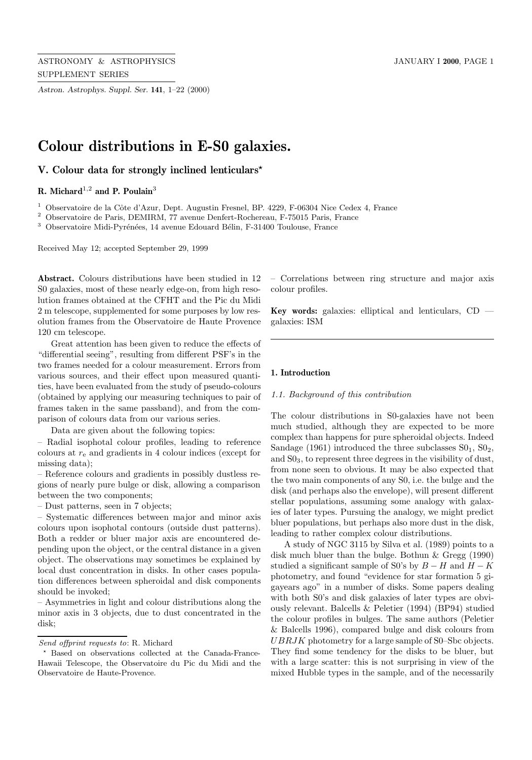# Colour distributions in E-S0 galaxies.

## V. Colour data for strongly inclined lenticulars*

**R. Michard**[1,2] **and P. Poulain**[3]

[1] Observatoire de la Côte d'Azur, Dept. Augustin Fresnel, BP. 4229, F-06304 Nice Cedex 4, France
[2] Observatoire de Paris, DEMIRM, 77 avenue Denfert-Rochereau, F-75015 Paris, France
[3] Observatoire Midi-Pyrénées, 14 avenue Edouard Bélin, F-31400 Toulouse, France

Received May 12; accepted September 29, 1999

**Abstract.** Colours distributions have been studied in 12 S0 galaxies, most of these nearly edge-on, from high resolution frames obtained at the CFHT and the Pic du Midi 2 m telescope, supplemented for some purposes by low resolution frames from the Observatoire de Haute Provence 120 cm telescope.

Great attention has been given to reduce the effects of "differential seeing", resulting from different PSF's in the two frames needed for a colour measurement. Errors from various sources, and their effect upon measured quantities, have been evaluated from the study of pseudo-colours (obtained by applying our measuring techniques to pair of frames taken in the same passband), and from the comparison of colours data from our various series.

Data are given about the following topics:

– Radial isophotal colour profiles, leading to reference colours at $r_e$ and gradients in 4 colour indices (except for missing data);

– Reference colours and gradients in possibly dustless regions of nearly pure bulge or disk, allowing a comparison between the two components;

– Dust patterns, seen in 7 objects;

– Systematic differences between major and minor axis colours upon isophotal contours (outside dust patterns). Both a redder or bluer major axis are encountered depending upon the object, or the central distance in a given object. The observations may sometimes be explained by local dust concentration in disks. In other cases population differences between spheroidal and disk components should be invoked;

– Asymmetries in light and colour distributions along the minor axis in 3 objects, due to dust concentrated in the disk;

– Correlations between ring structure and major axis colour profiles.

**Key words:** galaxies: elliptical and lenticulars, CD — galaxies: ISM

*Send offprint requests to*: R. Michard

* Based on observations collected at the Canada-France-Hawaii Telescope, the Observatoire du Pic du Midi and the Observatoire de Haute-Provence.

### 1. Introduction

#### *1.1. Background of this contribution*

The colour distributions in S0-galaxies have not been much studied, although they are expected to be more complex than happens for pure spheroidal objects. Indeed Sandage (1961) introduced the three subclasses $S0_1$, $S0_2$, and $S0_3$, to represent three degrees in the visibility of dust, from none seen to obvious. It may be also expected that the two main components of any S0, i.e. the bulge and the disk (and perhaps also the envelope), will present different stellar populations, assuming some analogy with galaxies of later types. Pursuing the analogy, we might predict bluer populations, but perhaps also more dust in the disk, leading to rather complex colour distributions.

A study of NGC 3115 by Silva et al. (1989) points to a disk much bluer than the bulge. Bothun & Gregg (1990) studied a significant sample of S0's by $B-H$ and $H-K$ photometry, and found "evidence for star formation 5 gigayears ago" in a number of disks. Some papers dealing with both S0's and disk galaxies of later types are obviously relevant. Balcells & Peletier (1994) (BP94) studied the colour profiles in bulges. The same authors (Peletier & Balcells 1996), compared bulge and disk colours from $UBRJK$ photometry for a large sample of S0–Sbc objects. They find some tendency for the disks to be bluer, but with a large scatter: this is not surprising in view of the mixed Hubble types in the sample, and of the necessarily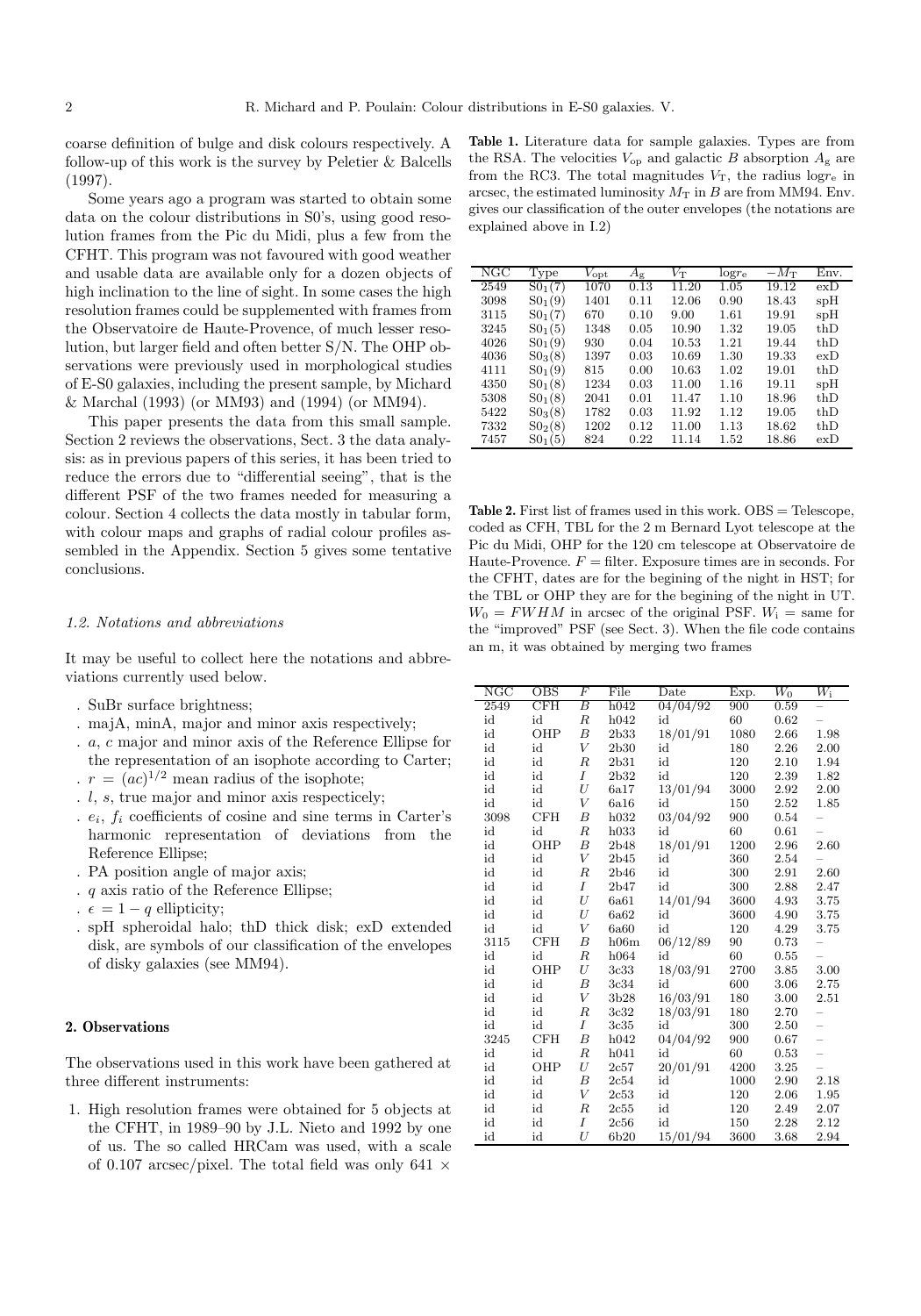coarse definition of bulge and disk colours respectively. A follow-up of this work is the survey by Peletier & Balcells (1997).

Some years ago a program was started to obtain some data on the colour distributions in S0's, using good resolution frames from the Pic du Midi, plus a few from the CFHT. This program was not favoured with good weather and usable data are available only for a dozen objects of high inclination to the line of sight. In some cases the high resolution frames could be supplemented with frames from the Observatoire de Haute-Provence, of much lesser resolution, but larger field and often better S/N. The OHP observations were previously used in morphological studies of E-S0 galaxies, including the present sample, by Michard & Marchal (1993) (or MM93) and (1994) (or MM94).

This paper presents the data from this small sample. Section 2 reviews the observations, Sect. 3 the data analysis: as in previous papers of this series, it has been tried to reduce the errors due to "differential seeing", that is the different PSF of the two frames needed for measuring a colour. Section 4 collects the data mostly in tabular form, with colour maps and graphs of radial colour profiles assembled in the Appendix. Section 5 gives some tentative conclusions.

### *1.2. Notations and abbreviations*

It may be useful to collect here the notations and abbreviations currently used below.

- . SuBr surface brightness;
- . majA, minA, major and minor axis respectively;
- . $a$, $c$ major and minor axis of the Reference Ellipse for the representation of an isophote according to Carter;
- . $r = (ac)^{1/2}$ mean radius of the isophote;
- . $l$, $s$, true major and minor axis respecticely;
- . $e_i$, $f_i$ coefficients of cosine and sine terms in Carter's harmonic representation of deviations from the Reference Ellipse;
- . PA position angle of major axis;
- . $q$ axis ratio of the Reference Ellipse;
- . $\epsilon = 1 - q$ ellipticity;
- . spH spheroidal halo; thD thick disk; exD extended disk, are symbols of our classification of the envelopes of disky galaxies (see MM94).

## 2. Observations

The observations used in this work have been gathered at three different instruments:

1. High resolution frames were obtained for 5 objects at the CFHT, in 1989–90 by J.L. Nieto and 1992 by one of us. The so called HRCam was used, with a scale of 0.107 arcsec/pixel. The total field was only 641 ×

**Table 1.** Literature data for sample galaxies. Types are from the RSA. The velocities $V_{\rm op}$ and galactic $B$ absorption $A_{\rm g}$ are from the RC3. The total magnitudes $V_{\rm T}$, the radius $\log r_{\rm e}$ in arcsec, the estimated luminosity $M_{\rm T}$ in $B$ are from MM94. Env. gives our classification of the outer envelopes (the notations are explained above in I.2)

| NGC | Type | $V_{\rm opt}$ | $A_{\rm g}$ | $V_{\rm T}$ | $\log r_{\rm e}$ | $-M_{\rm T}$ | Env. |
|---|---|---|---|---|---|---|---|
| 2549 | $S0_1(7)$ | 1070 | 0.13 | 11.20 | 1.05 | 19.12 | exD |
| 3098 | $S0_1(9)$ | 1401 | 0.11 | 12.06 | 0.90 | 18.43 | spH |
| 3115 | $S0_1(7)$ | 670 | 0.10 | 9.00 | 1.61 | 19.91 | spH |
| 3245 | $S0_1(5)$ | 1348 | 0.05 | 10.90 | 1.32 | 19.05 | thD |
| 4026 | $S0_1(9)$ | 930 | 0.04 | 10.53 | 1.21 | 19.44 | thD |
| 4036 | $S0_3(8)$ | 1397 | 0.03 | 10.69 | 1.30 | 19.33 | exD |
| 4111 | $S0_1(9)$ | 815 | 0.00 | 10.63 | 1.02 | 19.01 | thD |
| 4350 | $S0_1(8)$ | 1234 | 0.03 | 11.00 | 1.16 | 19.11 | spH |
| 5308 | $S0_1(8)$ | 2041 | 0.01 | 11.47 | 1.10 | 18.96 | thD |
| 5422 | $S0_3(8)$ | 1782 | 0.03 | 11.92 | 1.12 | 19.05 | thD |
| 7332 | $S0_2(8)$ | 1202 | 0.12 | 11.00 | 1.13 | 18.62 | thD |
| 7457 | $S0_1(5)$ | 824 | 0.22 | 11.14 | 1.52 | 18.86 | exD |

**Table 2.** First list of frames used in this work. OBS = Telescope, coded as CFH, TBL for the 2 m Bernard Lyot telescope at the Pic du Midi, OHP for the 120 cm telescope at Observatoire de Haute-Provence. $F$ = filter. Exposure times are in seconds. For the CFHT, dates are for the begining of the night in HST; for the TBL or OHP they are for the begining of the night in UT. $W_0 = FWHM$ in arcsec of the original PSF. $W_{\rm i}$ = same for the "improved" PSF (see Sect. 3). When the file code contains an m, it was obtained by merging two frames

| NGC | OBS | $F$ | File | Date | Exp. | $W_0$ | $W_{\rm i}$ |
|---|---|---|---|---|---|---|---|
| 2549 | CFH | $B$ | h042 | 04/04/92 | 900 | 0.59 | – |
| id | id | $R$ | h042 | id | 60 | 0.62 | – |
| id | OHP | $B$ | 2b33 | 18/01/91 | 1080 | 2.66 | 1.98 |
| id | id | $V$ | 2b30 | id | 180 | 2.26 | 2.00 |
| id | id | $R$ | 2b31 | id | 120 | 2.10 | 1.94 |
| id | id | $I$ | 2b32 | id | 120 | 2.39 | 1.82 |
| id | id | $U$ | 6a17 | 13/01/94 | 3000 | 2.92 | 2.00 |
| id | id | $V$ | 6a16 | id | 150 | 2.52 | 1.85 |
| 3098 | CFH | $B$ | h032 | 03/04/92 | 900 | 0.54 | – |
| id | id | $R$ | h033 | id | 60 | 0.61 | – |
| id | OHP | $B$ | 2b48 | 18/01/91 | 1200 | 2.96 | 2.60 |
| id | id | $V$ | 2b45 | id | 360 | 2.54 | – |
| id | id | $R$ | 2b46 | id | 300 | 2.91 | 2.60 |
| id | id | $I$ | 2b47 | id | 300 | 2.88 | 2.47 |
| id | id | $U$ | 6a61 | 14/01/94 | 3600 | 4.93 | 3.75 |
| id | id | $U$ | 6a62 | id | 3600 | 4.90 | 3.75 |
| id | id | $V$ | 6a60 | id | 120 | 4.29 | 3.75 |
| 3115 | CFH | $B$ | h06m | 06/12/89 | 90 | 0.73 | – |
| id | id | $R$ | h064 | id | 60 | 0.55 | – |
| id | OHP | $U$ | 3c33 | 18/03/91 | 2700 | 3.85 | 3.00 |
| id | id | $B$ | 3c34 | id | 600 | 3.06 | 2.75 |
| id | id | $V$ | 3b28 | 16/03/91 | 180 | 3.00 | 2.51 |
| id | id | $R$ | 3c32 | 18/03/91 | 180 | 2.70 | – |
| id | id | $I$ | 3c35 | id | 300 | 2.50 | – |
| 3245 | CFH | $B$ | h042 | 04/04/92 | 900 | 0.67 | – |
| id | id | $R$ | h041 | id | 60 | 0.53 | – |
| id | OHP | $U$ | 2c57 | 20/01/91 | 4200 | 3.25 | – |
| id | id | $B$ | 2c54 | id | 1000 | 2.90 | 2.18 |
| id | id | $V$ | 2c53 | id | 120 | 2.06 | 1.95 |
| id | id | $R$ | 2c55 | id | 120 | 2.49 | 2.07 |
| id | id | $I$ | 2c56 | id | 150 | 2.28 | 2.12 |
| id | id | $U$ | 6b20 | 15/01/94 | 3600 | 3.68 | 2.94 |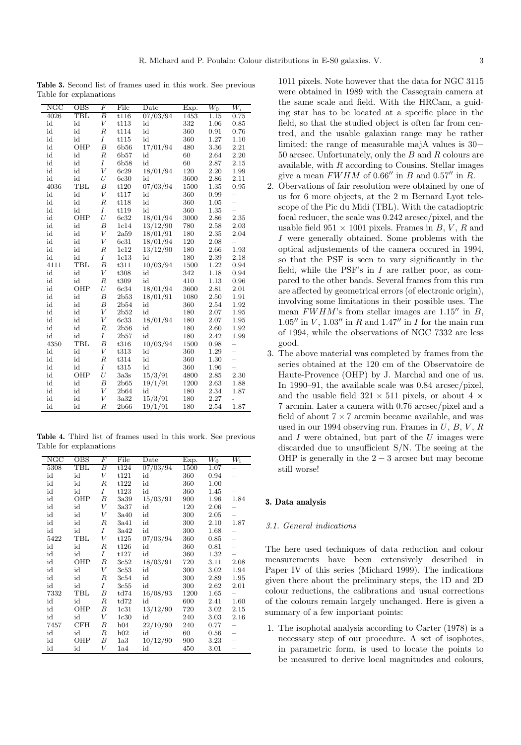**Table 3.** Second list of frames used in this work. See previous Table for explanations

| NGC | OBS | $F$ | File | Date | Exp. | $W_0$ | $W_i$ |
|---|---|---|---|---|---|---|---|
| 4026 | TBL | $B$ | t116 | 07/03/94 | 1453 | 1.15 | 0.75 |
| id | id | $V$ | t113 | id | 332 | 1.06 | 0.85 |
| id | id | $R$ | t114 | id | 360 | 0.91 | 0.76 |
| id | id | $I$ | t115 | id | 360 | 1.27 | 1.10 |
| id | OHP | $B$ | 6b56 | 17/01/94 | 480 | 3.36 | 2.21 |
| id | id | $R$ | 6b57 | id | 60 | 2.64 | 2.20 |
| id | id | $I$ | 6b58 | id | 60 | 2.87 | 2.15 |
| id | id | $V$ | 6c29 | 18/01/94 | 120 | 2.20 | 1.99 |
| id | id | $U$ | 6c30 | id | 3600 | 2.86 | 2.11 |
| 4036 | TBL | $B$ | t120 | 07/03/94 | 1500 | 1.35 | 0.95 |
| id | id | $V$ | t117 | id | 360 | 0.99 | – |
| id | id | $R$ | t118 | id | 360 | 1.05 | – |
| id | id | $I$ | t119 | id | 360 | 1.35 | – |
| id | OHP | $U$ | 6c32 | 18/01/94 | 3000 | 2.86 | 2.35 |
| id | id | $B$ | 1c14 | 13/12/90 | 780 | 2.58 | 2.03 |
| id | id | $V$ | 2a59 | 18/01/91 | 180 | 2.35 | 2.04 |
| id | id | $V$ | 6c31 | 18/01/94 | 120 | 2.08 | – |
| id | id | $R$ | 1c12 | 13/12/90 | 180 | 2.66 | 1.93 |
| id | id | $I$ | 1c13 | id | 180 | 2.39 | 2.18 |
| 4111 | TBL | $B$ | t311 | 10/03/94 | 1500 | 1.22 | 0.94 |
| id | id | $V$ | t308 | id | 342 | 1.18 | 0.94 |
| id | id | $R$ | t309 | id | 410 | 1.13 | 0.96 |
| id | OHP | $U$ | 6c34 | 18/01/94 | 3600 | 2.81 | 2.01 |
| id | id | $B$ | 2b53 | 18/01/91 | 1080 | 2.50 | 1.91 |
| id | id | $B$ | 2b54 | id | 360 | 2.54 | 1.92 |
| id | id | $V$ | 2b52 | id | 180 | 2.07 | 1.95 |
| id | id | $V$ | 6c33 | 18/01/94 | 180 | 2.07 | 1.95 |
| id | id | $R$ | 2b56 | id | 180 | 2.60 | 1.92 |
| id | id | $I$ | 2b57 | id | 180 | 2.42 | 1.99 |
| 4350 | TBL | $B$ | t316 | 10/03/94 | 1500 | 0.98 | – |
| id | id | $V$ | t313 | id | 360 | 1.29 | – |
| id | id | $R$ | t314 | id | 360 | 1.30 | – |
| id | id | $I$ | t315 | id | 360 | 1.96 | – |
| id | OHP | $U$ | 3a3s | 15/3/91 | 4800 | 2.85 | 2.30 |
| id | id | $B$ | 2b65 | 19/1/91 | 1200 | 2.63 | 1.88 |
| id | id | $V$ | 2b64 | id | 180 | 2.34 | 1.87 |
| id | id | $V$ | 3a32 | 15/3/91 | 180 | 2.27 | - |
| id | id | $R$ | 2b66 | 19/1/91 | 180 | 2.54 | 1.87 |

**Table 4.** Third list of frames used in this work. See previous Table for explanations

| NGC | OBS | $F$ | File | Date | Exp. | $W_0$ | $W_i$ |
|---|---|---|---|---|---|---|---|
| 5308 | TBL | $B$ | t124 | 07/03/94 | 1500 | 1.07 | – |
| id | id | $V$ | t121 | id | 360 | 0.94 | – |
| id | id | $R$ | t122 | id | 360 | 1.00 | – |
| id | id | $I$ | t123 | id | 360 | 1.45 | – |
| id | OHP | $B$ | 3a39 | 15/03/91 | 900 | 1.96 | 1.84 |
| id | id | $V$ | 3a37 | id | 120 | 2.06 | – |
| id | id | $V$ | 3a40 | id | 300 | 2.05 | – |
| id | id | $R$ | 3a41 | id | 300 | 2.10 | 1.87 |
| id | id | $I$ | 3a42 | id | 300 | 1.68 | – |
| 5422 | TBL | $V$ | t125 | 07/03/94 | 360 | 0.85 | – |
| id | id | $R$ | t126 | id | 360 | 0.81 | – |
| id | id | $I$ | t127 | id | 360 | 1.32 | – |
| id | OHP | $B$ | 3c52 | 18/03/91 | 720 | 3.11 | 2.08 |
| id | id | $V$ | 3c53 | id | 300 | 3.02 | 1.94 |
| id | id | $R$ | 3c54 | id | 300 | 2.89 | 1.95 |
| id | id | $I$ | 3c55 | id | 300 | 2.62 | 2.01 |
| 7332 | TBL | $B$ | td74 | 16/08/93 | 1200 | 1.65 | – |
| id | id | $R$ | td72 | id | 600 | 2.41 | 1.60 |
| id | OHP | $B$ | 1c31 | 13/12/90 | 720 | 3.02 | 2.15 |
| id | id | $V$ | 1c30 | id | 240 | 3.03 | 2.16 |
| 7457 | CFH | $B$ | h04 | 22/10/90 | 240 | 0.77 | – |
| id | id | $R$ | h02 | id | 60 | 0.56 | – |
| id | OHP | $B$ | 1a3 | 10/12/90 | 900 | 3.23 | – |
| id | id | $V$ | 1a4 | id | 450 | 3.01 | – |

1011 pixels. Note however that the data for NGC 3115 were obtained in 1989 with the Cassegrain camera at the same scale and field. With the HRCam, a guiding star has to be located at a specific place in the field, so that the studied object is often far from centred, and the usable galaxian range may be rather limited: the range of measurable majA values is 30−50 arcsec. Unfortunately, only the $B$ and $R$ colours are available, with $R$ according to Cousins. Stellar images give a mean $FWHM$ of $0.66''$ in $B$ and $0.57''$ in $R$.

2. Obervations of fair resolution were obtained by one of us for 6 more objects, at the 2 m Bernard Lyot telescope of the Pic du Midi (TBL). With the catadioptric focal reducer, the scale was 0.242 arcsec/pixel, and the usable field 951 × 1001 pixels. Frames in $B$, $V$, $R$ and $I$ were generally obtained. Some problems with the optical adjustements of the camera occured in 1994, so that the PSF is seen to vary significantly in the field, while the PSF's in $I$ are rather poor, as compared to the other bands. Several frames from this run are affected by geometrical errors (of electronic origin), involving some limitations in their possible uses. The mean $FWHM$'s from stellar images are $1.15''$ in $B$, $1.05''$ in $V$, $1.03''$ in $R$ and $1.47''$ in $I$ for the main run of 1994, while the observations of NGC 7332 are less good.
3. The above material was completed by frames from the series obtained at the 120 cm of the Observatoire de Haute-Provence (OHP) by J. Marchal and one of us. In 1990–91, the available scale was 0.84 arcsec/pixel, and the usable field 321 × 511 pixels, or about 4 × 7 arcmin. Later a camera with 0.76 arcsec/pixel and a field of about 7 × 7 arcmin became available, and was used in our 1994 observing run. Frames in $U$, $B$, $V$, $R$ and $I$ were obtained, but part of the $U$ images were discarded due to unsufficient S/N. The seeing at the OHP is generally in the 2 − 3 arcsec but may become still worse!

## 3. Data analysis

### 3.1. General indications

The here used techniques of data reduction and colour measurements have been extensively described in Paper IV of this series (Michard 1999). The indications given there about the preliminary steps, the 1D and 2D colour reductions, the calibrations and usual corrections of the colours remain largely unchanged. Here is given a summary of a few important points:

1. The isophotal analysis according to Carter (1978) is a necessary step of our procedure. A set of isophotes, in parametric form, is used to locate the points to be measured to derive local magnitudes and colours,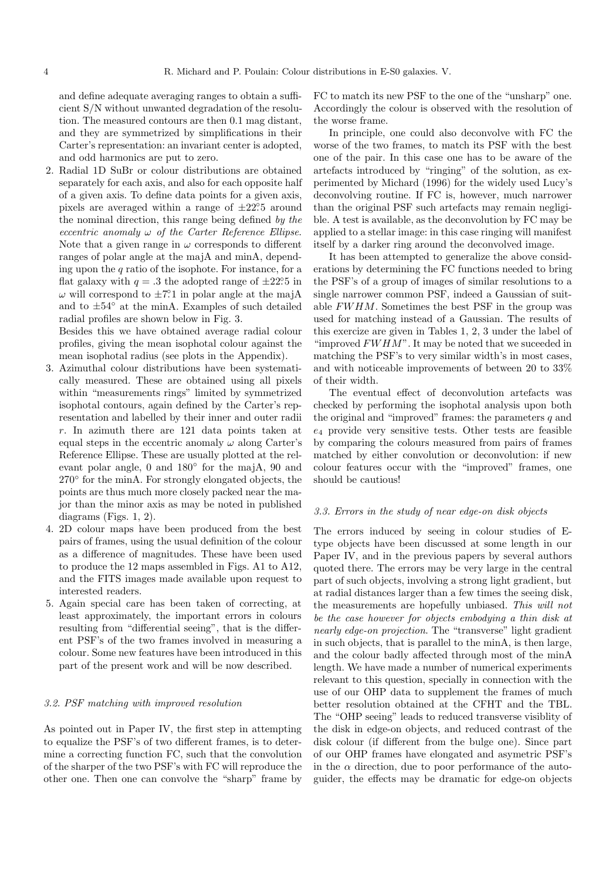and define adequate averaging ranges to obtain a sufficient S/N without unwanted degradation of the resolution. The measured contours are then 0.1 mag distant, and they are symmetrized by simplifications in their Carter's representation: an invariant center is adopted, and odd harmonics are put to zero.

2. Radial 1D SuBr or colour distributions are obtained separately for each axis, and also for each opposite half of a given axis. To define data points for a given axis, pixels are averaged within a range of $\pm 22.^{\circ}5$ around the nominal direction, this range being defined *by the eccentric anomaly $\omega$ of the Carter Reference Ellipse.* Note that a given range in $\omega$ corresponds to different ranges of polar angle at the majA and minA, depending upon the $q$ ratio of the isophote. For instance, for a flat galaxy with $q = .3$ the adopted range of $\pm 22.^{\circ}5$ in $\omega$ will correspond to $\pm 7.^{\circ}1$ in polar angle at the majA and to $\pm 54^{\circ}$ at the minA. Examples of such detailed radial profiles are shown below in Fig. 3.
   Besides this we have obtained average radial colour profiles, giving the mean isophotal colour against the mean isophotal radius (see plots in the Appendix).
3. Azimuthal colour distributions have been systematically measured. These are obtained using all pixels within "measurements rings" limited by symmetrized isophotal contours, again defined by the Carter's representation and labelled by their inner and outer radii $r$. In azimuth there are 121 data points taken at equal steps in the eccentric anomaly $\omega$ along Carter's Reference Ellipse. These are usually plotted at the relevant polar angle, 0 and 180° for the majA, 90 and 270° for the minA. For strongly elongated objects, the points are thus much more closely packed near the major than the minor axis as may be noted in published diagrams (Figs. 1, 2).
4. 2D colour maps have been produced from the best pairs of frames, using the usual definition of the colour as a difference of magnitudes. These have been used to produce the 12 maps assembled in Figs. A1 to A12, and the FITS images made available upon request to interested readers.
5. Again special care has been taken of correcting, at least approximately, the important errors in colours resulting from "differential seeing", that is the different PSF's of the two frames involved in measuring a colour. Some new features have been introduced in this part of the present work and will be now described.

### 3.2. PSF matching with improved resolution

As pointed out in Paper IV, the first step in attempting to equalize the PSF's of two different frames, is to determine a correcting function FC, such that the convolution of the sharper of the two PSF's with FC will reproduce the other one. Then one can convolve the "sharp" frame by FC to match its new PSF to the one of the "unsharp" one. Accordingly the colour is observed with the resolution of the worse frame.

In principle, one could also deconvolve with FC the worse of the two frames, to match its PSF with the best one of the pair. In this case one has to be aware of the artefacts introduced by "ringing" of the solution, as experimented by Michard (1996) for the widely used Lucy's deconvolving routine. If FC is, however, much narrower than the original PSF such artefacts may remain negligible. A test is available, as the deconvolution by FC may be applied to a stellar image: in this case ringing will manifest itself by a darker ring around the deconvolved image.

It has been attempted to generalize the above considerations by determining the FC functions needed to bring the PSF's of a group of images of similar resolutions to a single narrower common PSF, indeed a Gaussian of suitable $FWHM$. Sometimes the best PSF in the group was used for matching instead of a Gaussian. The results of this exercize are given in Tables 1, 2, 3 under the label of "improved $FWHM$". It may be noted that we suceeded in matching the PSF's to very similar width's in most cases, and with noticeable improvements of between 20 to 33% of their width.

The eventual effect of deconvolution artefacts was checked by performing the isophotal analysis upon both the original and "improved" frames: the parameters $q$ and $e_4$ provide very sensitive tests. Other tests are feasible by comparing the colours measured from pairs of frames matched by either convolution or deconvolution: if new colour features occur with the "improved" frames, one should be cautious!

### 3.3. Errors in the study of near edge-on disk objects

The errors induced by seeing in colour studies of E-type objects have been discussed at some length in our Paper IV, and in the previous papers by several authors quoted there. The errors may be very large in the central part of such objects, involving a strong light gradient, but at radial distances larger than a few times the seeing disk, the measurements are hopefully unbiased. *This will not be the case however for objects embodying a thin disk at nearly edge-on projection.* The "transverse" light gradient in such objects, that is parallel to the minA, is then large, and the colour badly affected through most of the minA length. We have made a number of numerical experiments relevant to this question, specially in connection with the use of our OHP data to supplement the frames of much better resolution obtained at the CFHT and the TBL. The "OHP seeing" leads to reduced transverse visiblity of the disk in edge-on objects, and reduced contrast of the disk colour (if different from the bulge one). Since part of our OHP frames have elongated and asymetric PSF's in the $\alpha$ direction, due to poor performance of the autoguider, the effects may be dramatic for edge-on objects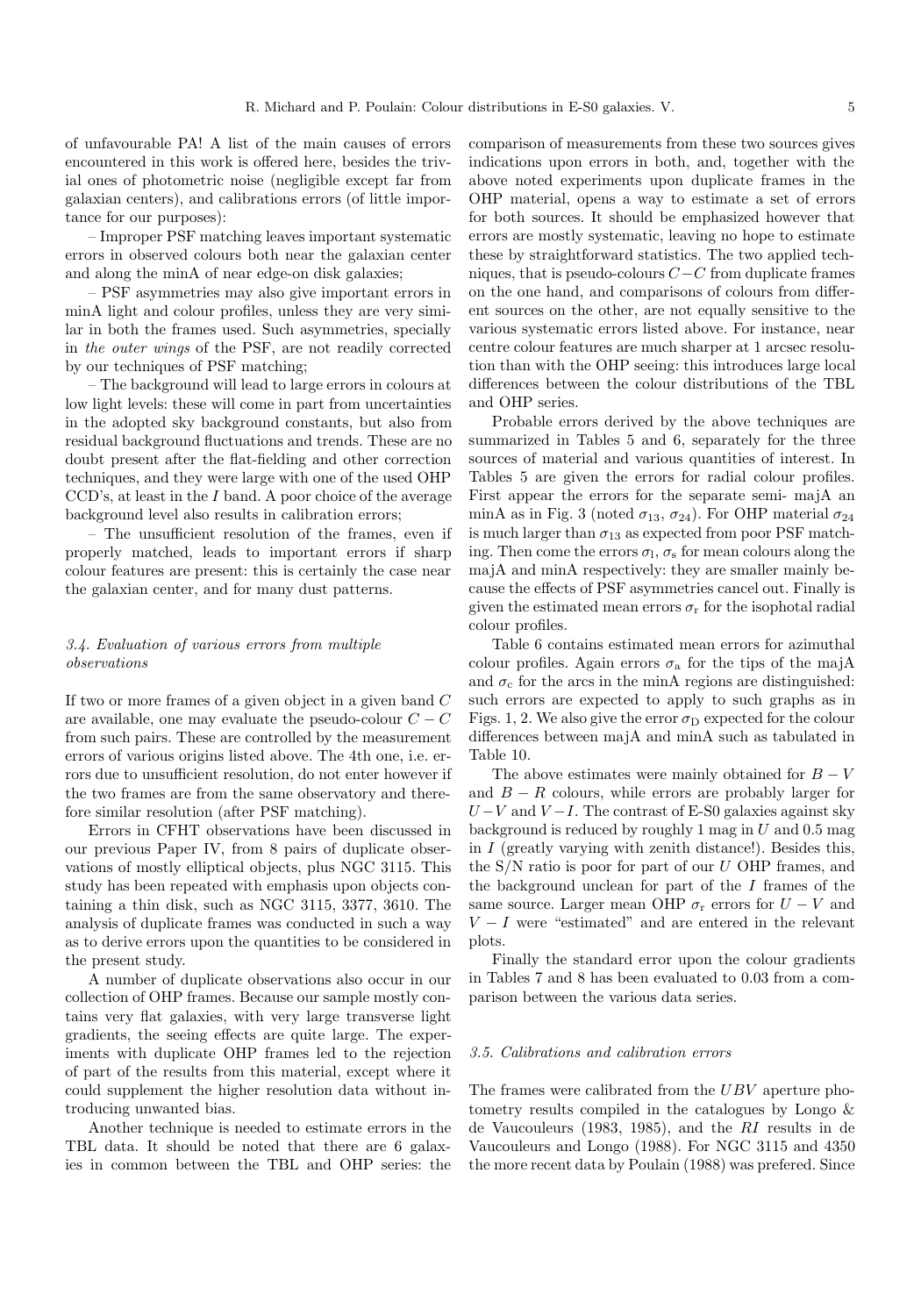of unfavourable PA! A list of the main causes of errors encountered in this work is offered here, besides the trivial ones of photometric noise (negligible except far from galaxian centers), and calibrations errors (of little importance for our purposes):

– Improper PSF matching leaves important systematic errors in observed colours both near the galaxian center and along the minA of near edge-on disk galaxies;

– PSF asymmetries may also give important errors in minA light and colour profiles, unless they are very similar in both the frames used. Such asymmetries, specially in *the outer wings* of the PSF, are not readily corrected by our techniques of PSF matching;

– The background will lead to large errors in colours at low light levels: these will come in part from uncertainties in the adopted sky background constants, but also from residual background fluctuations and trends. These are no doubt present after the flat-fielding and other correction techniques, and they were large with one of the used OHP CCD's, at least in the $I$ band. A poor choice of the average background level also results in calibration errors;

– The unsufficient resolution of the frames, even if properly matched, leads to important errors if sharp colour features are present: this is certainly the case near the galaxian center, and for many dust patterns.

### *3.4. Evaluation of various errors from multiple observations*

If two or more frames of a given object in a given band $C$ are available, one may evaluate the pseudo-colour $C-C$ from such pairs. These are controlled by the measurement errors of various origins listed above. The 4th one, i.e. errors due to unsufficient resolution, do not enter however if the two frames are from the same observatory and therefore similar resolution (after PSF matching).

Errors in CFHT observations have been discussed in our previous Paper IV, from 8 pairs of duplicate observations of mostly elliptical objects, plus NGC 3115. This study has been repeated with emphasis upon objects containing a thin disk, such as NGC 3115, 3377, 3610. The analysis of duplicate frames was conducted in such a way as to derive errors upon the quantities to be considered in the present study.

A number of duplicate observations also occur in our collection of OHP frames. Because our sample mostly contains very flat galaxies, with very large transverse light gradients, the seeing effects are quite large. The experiments with duplicate OHP frames led to the rejection of part of the results from this material, except where it could supplement the higher resolution data without introducing unwanted bias.

Another technique is needed to estimate errors in the TBL data. It should be noted that there are 6 galaxies in common between the TBL and OHP series: the comparison of measurements from these two sources gives indications upon errors in both, and, together with the above noted experiments upon duplicate frames in the OHP material, opens a way to estimate a set of errors for both sources. It should be emphasized however that errors are mostly systematic, leaving no hope to estimate these by straightforward statistics. The two applied techniques, that is pseudo-colours $C-C$ from duplicate frames on the one hand, and comparisons of colours from different sources on the other, are not equally sensitive to the various systematic errors listed above. For instance, near centre colour features are much sharper at 1 arcsec resolution than with the OHP seeing: this introduces large local differences between the colour distributions of the TBL and OHP series.

Probable errors derived by the above techniques are summarized in Tables 5 and 6, separately for the three sources of material and various quantities of interest. In Tables 5 are given the errors for radial colour profiles. First appear the errors for the separate semi- majA an minA as in Fig. 3 (noted $\sigma_{13}$, $\sigma_{24}$). For OHP material $\sigma_{24}$ is much larger than $\sigma_{13}$ as expected from poor PSF matching. Then come the errors $\sigma_{\rm l}$, $\sigma_{\rm s}$ for mean colours along the majA and minA respectively: they are smaller mainly because the effects of PSF asymmetries cancel out. Finally is given the estimated mean errors $\sigma_{\rm r}$ for the isophotal radial colour profiles.

Table 6 contains estimated mean errors for azimuthal colour profiles. Again errors $\sigma_{\rm a}$ for the tips of the majA and $\sigma_{\rm c}$ for the arcs in the minA regions are distinguished: such errors are expected to apply to such graphs as in Figs. 1, 2. We also give the error $\sigma_{\rm D}$ expected for the colour differences between majA and minA such as tabulated in Table 10.

The above estimates were mainly obtained for $B-V$ and $B-R$ colours, while errors are probably larger for $U-V$ and $V-I$. The contrast of E-S0 galaxies against sky background is reduced by roughly 1 mag in $U$ and 0.5 mag in $I$ (greatly varying with zenith distance!). Besides this, the S/N ratio is poor for part of our $U$ OHP frames, and the background unclean for part of the $I$ frames of the same source. Larger mean OHP $\sigma_{\rm r}$ errors for $U-V$ and $V-I$ were "estimated" and are entered in the relevant plots.

Finally the standard error upon the colour gradients in Tables 7 and 8 has been evaluated to 0.03 from a comparison between the various data series.

### *3.5. Calibrations and calibration errors*

The frames were calibrated from the $UBV$ aperture photometry results compiled in the catalogues by Longo & de Vaucouleurs (1983, 1985), and the $RI$ results in de Vaucouleurs and Longo (1988). For NGC 3115 and 4350 the more recent data by Poulain (1988) was prefered. Since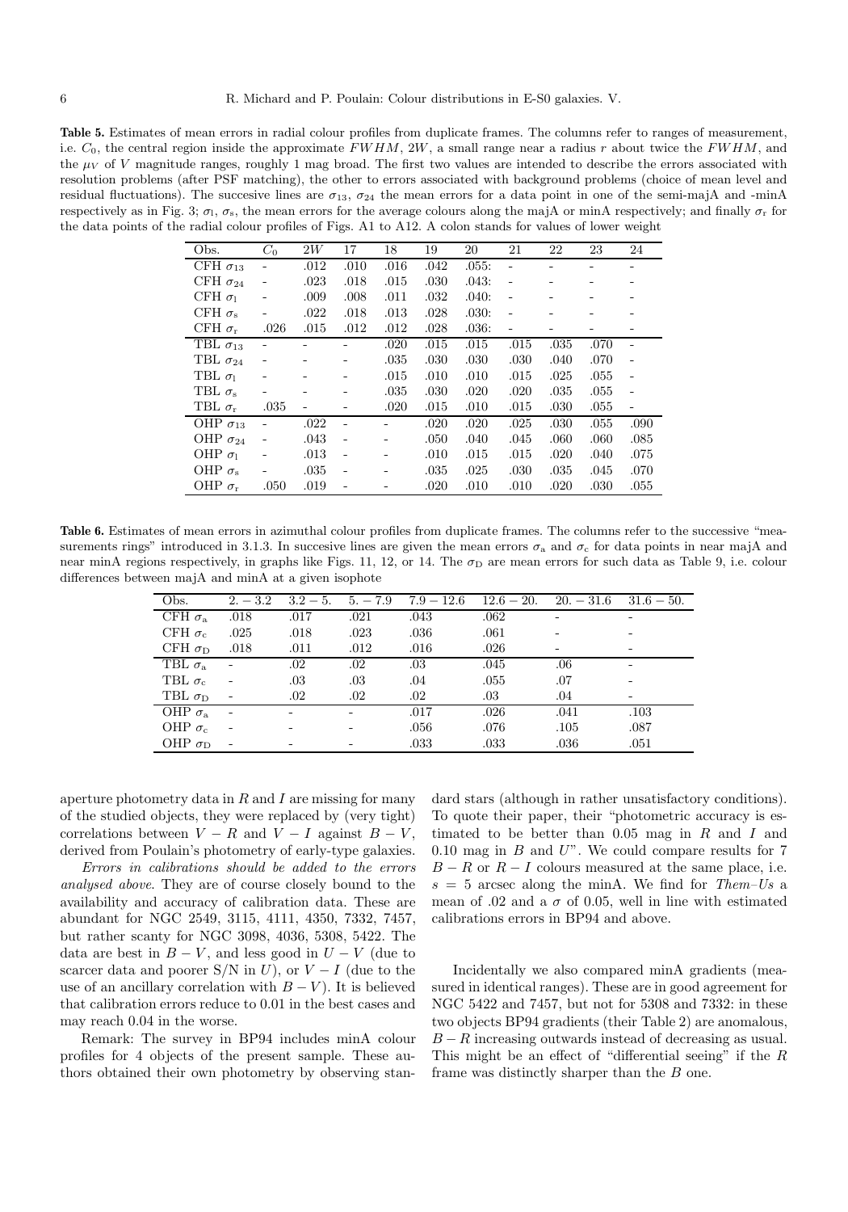**Table 5.** Estimates of mean errors in radial colour profiles from duplicate frames. The columns refer to ranges of measurement, i.e. $C_0$, the central region inside the approximate $FWHM$, $2W$, a small range near a radius $r$ about twice the $FWHM$, and the $\mu_V$ of $V$ magnitude ranges, roughly 1 mag broad. The first two values are intended to describe the errors associated with resolution problems (after PSF matching), the other to errors associated with background problems (choice of mean level and residual fluctuations). The succesive lines are $\sigma_{13}$, $\sigma_{24}$ the mean errors for a data point in one of the semi-majA and -minA respectively as in Fig. 3; $\sigma_\mathrm{l}$, $\sigma_\mathrm{s}$, the mean errors for the average colours along the majA or minA respectively; and finally $\sigma_\mathrm{r}$ for the data points of the radial colour profiles of Figs. A1 to A12. A colon stands for values of lower weight

| Obs. | $C_0$ | $2W$ | 17 | 18 | 19 | 20 | 21 | 22 | 23 | 24 |
|---|---|---|---|---|---|---|---|---|---|---|
| CFH $\sigma_{13}$ | - | .012 | .010 | .016 | .042 | .055: | - | - | - | - |
| CFH $\sigma_{24}$ | - | .023 | .018 | .015 | .030 | .043: | - | - | - | - |
| CFH $\sigma_\mathrm{l}$ | - | .009 | .008 | .011 | .032 | .040: | - | - | - | - |
| CFH $\sigma_\mathrm{s}$ | - | .022 | .018 | .013 | .028 | .030: | - | - | - | - |
| CFH $\sigma_\mathrm{r}$ | .026 | .015 | .012 | .012 | .028 | .036: | - | - | - | - |
| TBL $\sigma_{13}$ | - | - | - | .020 | .015 | .015 | .015 | .035 | .070 | - |
| TBL $\sigma_{24}$ | - | - | - | .035 | .030 | .030 | .030 | .040 | .070 | - |
| TBL $\sigma_\mathrm{l}$ | - | - | - | .015 | .010 | .010 | .015 | .025 | .055 | - |
| TBL $\sigma_\mathrm{s}$ | - | - | - | .035 | .030 | .020 | .020 | .035 | .055 | - |
| TBL $\sigma_\mathrm{r}$ | .035 | - | - | .020 | .015 | .010 | .015 | .030 | .055 | - |
| OHP $\sigma_{13}$ | - | .022 | - | - | .020 | .020 | .025 | .030 | .055 | .090 |
| OHP $\sigma_{24}$ | - | .043 | - | - | .050 | .040 | .045 | .060 | .060 | .085 |
| OHP $\sigma_\mathrm{l}$ | - | .013 | - | - | .010 | .015 | .015 | .020 | .040 | .075 |
| OHP $\sigma_\mathrm{s}$ | - | .035 | - | - | .035 | .025 | .030 | .035 | .045 | .070 |
| OHP $\sigma_\mathrm{r}$ | .050 | .019 | - | - | .020 | .010 | .010 | .020 | .030 | .055 |

**Table 6.** Estimates of mean errors in azimuthal colour profiles from duplicate frames. The columns refer to the successive "measurements rings" introduced in 3.1.3. In succesive lines are given the mean errors $\sigma_\mathrm{a}$ and $\sigma_\mathrm{c}$ for data points in near majA and near minA regions respectively, in graphs like Figs. 11, 12, or 14. The $\sigma_\mathrm{D}$ are mean errors for such data as Table 9, i.e. colour differences between majA and minA at a given isophote

| Obs. | $2.-3.2$ | $3.2-5.$ | $5.-7.9$ | $7.9-12.6$ | $12.6-20.$ | $20.-31.6$ | $31.6-50.$ |
|---|---|---|---|---|---|---|---|
| CFH $\sigma_\mathrm{a}$ | .018 | .017 | .021 | .043 | .062 | - | - |
| CFH $\sigma_\mathrm{c}$ | .025 | .018 | .023 | .036 | .061 | - | - |
| CFH $\sigma_\mathrm{D}$ | .018 | .011 | .012 | .016 | .026 | - | - |
| TBL $\sigma_\mathrm{a}$ | - | .02 | .02 | .03 | .045 | .06 | - |
| TBL $\sigma_\mathrm{c}$ | - | .03 | .03 | .04 | .055 | .07 | - |
| TBL $\sigma_\mathrm{D}$ | - | .02 | .02 | .02 | .03 | .04 | - |
| OHP $\sigma_\mathrm{a}$ | - | - | - | .017 | .026 | .041 | .103 |
| OHP $\sigma_\mathrm{c}$ | - | - | - | .056 | .076 | .105 | .087 |
| OHP $\sigma_\mathrm{D}$ | - | - | - | .033 | .033 | .036 | .051 |

aperture photometry data in $R$ and $I$ are missing for many of the studied objects, they were replaced by (very tight) correlations between $V-R$ and $V-I$ against $B-V$, derived from Poulain's photometry of early-type galaxies.

*Errors in calibrations should be added to the errors analysed above*. They are of course closely bound to the availability and accuracy of calibration data. These are abundant for NGC 2549, 3115, 4111, 4350, 7332, 7457, but rather scanty for NGC 3098, 4036, 5308, 5422. The data are best in $B-V$, and less good in $U-V$ (due to scarcer data and poorer S/N in $U$), or $V-I$ (due to the use of an ancillary correlation with $B-V$). It is believed that calibration errors reduce to 0.01 in the best cases and may reach 0.04 in the worse.

Remark: The survey in BP94 includes minA colour profiles for 4 objects of the present sample. These authors obtained their own photometry by observing standard stars (although in rather unsatisfactory conditions). To quote their paper, their "photometric accuracy is estimated to be better than 0.05 mag in $R$ and $I$ and 0.10 mag in $B$ and $U$". We could compare results for 7 $B-R$ or $R-I$ colours measured at the same place, i.e. $s=5$ arcsec along the minA. We find for *Them–Us* a mean of .02 and a $\sigma$ of 0.05, well in line with estimated calibrations errors in BP94 and above.

Incidentally we also compared minA gradients (measured in identical ranges). These are in good agreement for NGC 5422 and 7457, but not for 5308 and 7332: in these two objects BP94 gradients (their Table 2) are anomalous, $B-R$ increasing outwards instead of decreasing as usual. This might be an effect of "differential seeing" if the $R$ frame was distinctly sharper than the $B$ one.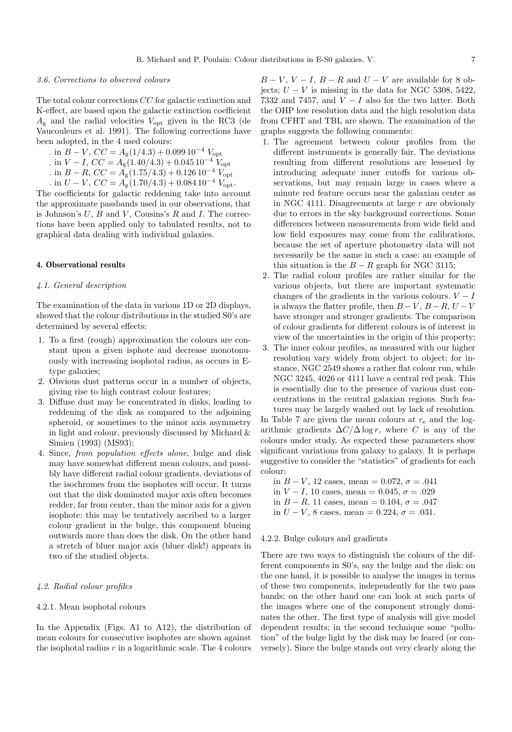### 3.6. Corrections to observed colours

The total colour corrections $CC$ for galactic extinction and K-effect, are based upon the galactic extinction coefficient $A_{\rm g}$ and the radial velocities $V_{\rm opt}$ given in the RC3 (de Vaucouleurs et al. 1991). The following corrections have been adopted, in the 4 used colours:

. in $B-V$, $CC = A_{\rm g}(1/4.3) + 0.099\,10^{-4}\ V_{\rm opt}$
. in $V-I$, $CC = A_{\rm g}(1.40/4.3) + 0.045\,10^{-4}\ V_{\rm opt}$
. in $B-R$, $CC = A_{\rm g}(1.75/4.3) + 0.126\,10^{-4}\ V_{\rm opt}$
. in $U-V$, $CC = A_{\rm g}(1.70/4.3) + 0.084\,10^{-4}\ V_{\rm opt}$.

The coefficients for galactic reddening take into account the approximate passbands used in our observations, that is Johnson's $U$, $B$ and $V$, Cousins's $R$ and $I$. The corrections have been applied only to tabulated results, not to graphical data dealing with individual galaxies.

## 4. Observational results

### 4.1. General description

The examination of the data in various 1D or 2D displays, showed that the colour distributions in the studied S0's are determined by several effects:

1. To a first (rough) approximation the colours are constant upon a given isphote and decrease monotonuously with increasing isophotal radius, as occurs in E-type galaxies;
2. Obvious dust patterns occur in a number of objects, giving rise to high contrast colour features;
3. Diffuse dust may be concentrated in disks, leading to reddening of the disk as compared to the adjoining spheroid, or sometimes to the minor axis asymmetry in light and colour, previously discussed by Michard & Simien (1993) (MS93);
4. Since, *from population effects alone*, bulge and disk may have somewhat different mean colours, and possibly have different radial colour gradients, deviations of the isochromes from the isophotes will occur. It turns out that the disk dominated major axis often becomes redder, far from center, than the minor axis for a given isophote: this may be tentatively ascribed to a larger colour gradient in the bulge, this component blueing outwards more than does the disk. On the other hand a stretch of bluer major axis (bluer disk!) appears in two of the studied objects.

### 4.2. Radial colour profiles

#### 4.2.1. Mean isophotal colours

In the Appendix (Figs. A1 to A12), the distribution of mean colours for consecutive isophotes are shown against the isophotal radius $r$ in a logarithmic scale. The 4 colours $B-V$, $V-I$, $B-R$ and $U-V$ are available for 8 objects; $U-V$ is missing in the data for NGC 5308, 5422, 7332 and 7457, and $V-I$ also for the two latter. Both the OHP low resolution data and the high resolution data from CFHT and TBL are shown. The examination of the graphs suggests the following comments:

1. The agreement between colour profiles from the different instruments is generally fair. The deviations resulting from different resolutions are lessened by introducing adequate inner cutoffs for various observations, but may remain large in cases where a minute red feature occurs near the galaxian center as in NGC 4111. Disagreements at large $r$ are obviously due to errors in the sky background corrections. Some differences between measurements from wide field and low field exposures may come from the calibrations, because the set of aperture photometry data will not necessarily be the same in such a case: an example of this situation is the $B-R$ graph for NGC 3115;
2. The radial colour profiles are rather similar for the various objects, but there are important systematic changes of the gradients in the various colours. $V-I$ is always the flatter profile, then $B-V$, $B-R$, $U-V$ have stronger and stronger gradients. The comparison of colour gradients for different colours is of interest in view of the uncertainties in the origin of this property;
3. The inner colour profiles, as measured with our higher resolution vary widely from object to object: for instance, NGC 2549 shows a rather flat colour run, while NGC 3245, 4026 or 4111 have a central red peak. This is essentially due to the presence of various dust concentrations in the central galaxian regions. Such features may be largely washed out by lack of resolution.

In Table 7 are given the mean colours at $r_{\rm e}$ and the logarithmic gradients $\Delta C/\Delta \log r$, where $C$ is any of the colours under study. As expected these parameters show significant variations from galaxy to galaxy. It is perhaps suggestive to consider the "statistics" of gradients for each colour:

in $B-V$, 12 cases, mean = 0.072, $\sigma = .041$
in $V-I$, 10 cases, mean = 0.045, $\sigma = .029$
in $B-R$, 11 cases, mean = 0.104, $\sigma = .047$
in $U-V$, 8 cases, mean = 0.224, $\sigma = .031$.

#### 4.2.2. Bulge colours and gradients

There are two ways to distinguish the colours of the different components in S0's, say the bulge and the disk: on the one hand, it is possible to analyse the images in terms of these two components, independently for the two pass bands; on the other hand one can look at such parts of the images where one of the component strongly dominates the other. The first type of analysis will give model dependent results; in the second technique some "pollution" of the bulge light by the disk may be feared (or conversely). Since the bulge stands out very clearly along the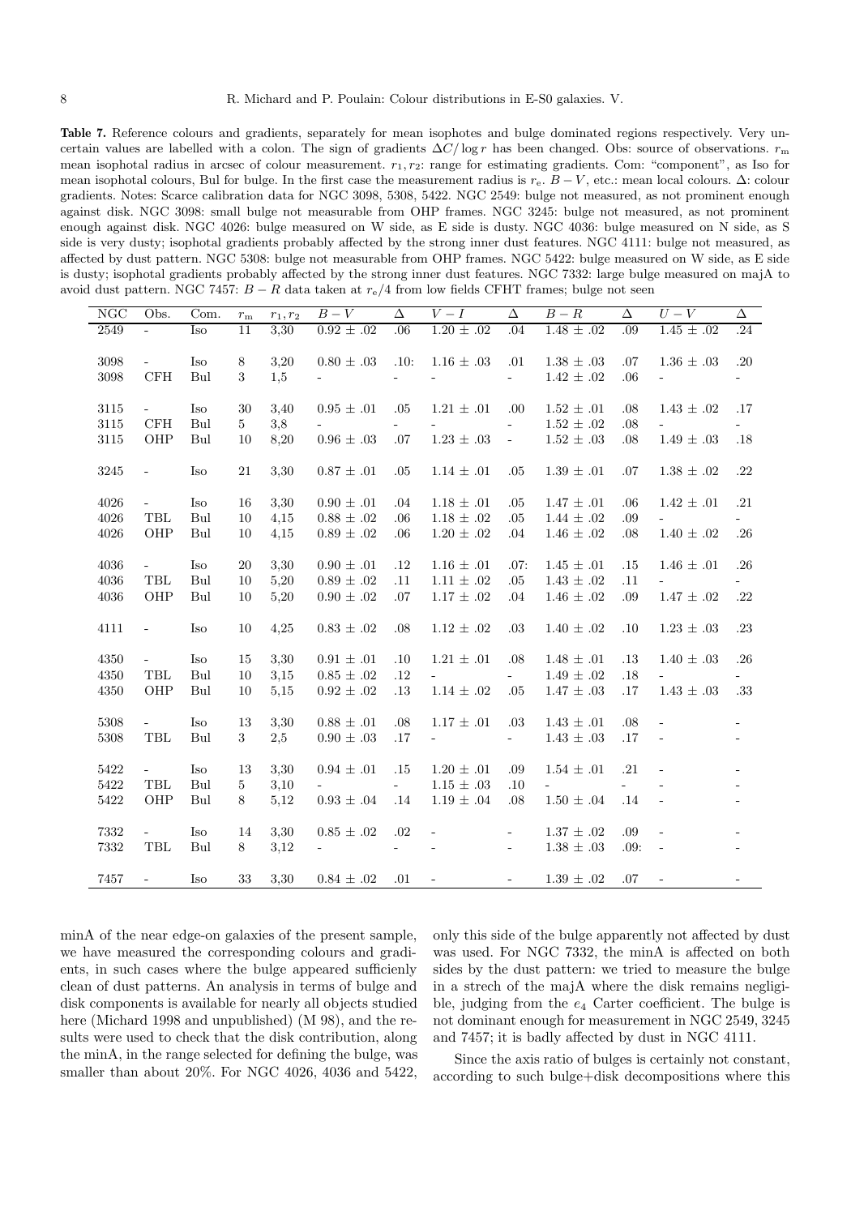**Table 7.** Reference colours and gradients, separately for mean isophotes and bulge dominated regions respectively. Very uncertain values are labelled with a colon. The sign of gradients $\Delta C/\log r$ has been changed. Obs: source of observations. $r_{\rm m}$ mean isophotal radius in arcsec of colour measurement. $r_1, r_2$: range for estimating gradients. Com: "component", as Iso for mean isophotal colours, Bul for bulge. In the first case the measurement radius is $r_{\rm e}$. $B-V$, etc.: mean local colours. $\Delta$: colour gradients. Notes: Scarce calibration data for NGC 3098, 5308, 5422. NGC 2549: bulge not measured, as not prominent enough against disk. NGC 3098: small bulge not measurable from OHP frames. NGC 3245: bulge not measured, as not prominent enough against disk. NGC 4026: bulge measured on W side, as E side is dusty. NGC 4036: bulge measured on N side, as S side is very dusty; isophotal gradients probably affected by the strong inner dust features. NGC 4111: bulge not measured, as affected by dust pattern. NGC 5308: bulge not measurable from OHP frames. NGC 5422: bulge measured on W side, as E side is dusty; isophotal gradients probably affected by the strong inner dust features. NGC 7332: large bulge measured on majA to avoid dust pattern. NGC 7457: $B-R$ data taken at $r_{\rm e}/4$ from low fields CFHT frames; bulge not seen

| NGC | Obs. | Com. | $r_{\rm m}$ | $r_1,r_2$ | $B-V$ | $\Delta$ | $V-I$ | $\Delta$ | $B-R$ | $\Delta$ | $U-V$ | $\Delta$ |
|---|---|---|---|---|---|---|---|---|---|---|---|---|
| 2549 | - | Iso | 11 | 3,30 | 0.92 ± .02 | .06 | 1.20 ± .02 | .04 | 1.48 ± .02 | .09 | 1.45 ± .02 | .24 |
| 3098 | - | Iso | 8 | 3,20 | 0.80 ± .03 | .10: | 1.16 ± .03 | .01 | 1.38 ± .03 | .07 | 1.36 ± .03 | .20 |
| 3098 | CFH | Bul | 3 | 1,5 | - | - | - | - | 1.42 ± .02 | .06 | - | - |
| 3115 | - | Iso | 30 | 3,40 | 0.95 ± .01 | .05 | 1.21 ± .01 | .00 | 1.52 ± .01 | .08 | 1.43 ± .02 | .17 |
| 3115 | CFH | Bul | 5 | 3,8 | - | - | - | - | 1.52 ± .02 | .08 | - | - |
| 3115 | OHP | Bul | 10 | 8,20 | 0.96 ± .03 | .07 | 1.23 ± .03 | - | 1.52 ± .03 | .08 | 1.49 ± .03 | .18 |
| 3245 | - | Iso | 21 | 3,30 | 0.87 ± .01 | .05 | 1.14 ± .01 | .05 | 1.39 ± .01 | .07 | 1.38 ± .02 | .22 |
| 4026 | - | Iso | 16 | 3,30 | 0.90 ± .01 | .04 | 1.18 ± .01 | .05 | 1.47 ± .01 | .06 | 1.42 ± .01 | .21 |
| 4026 | TBL | Bul | 10 | 4,15 | 0.88 ± .02 | .06 | 1.18 ± .02 | .05 | 1.44 ± .02 | .09 | - | - |
| 4026 | OHP | Bul | 10 | 4,15 | 0.89 ± .02 | .06 | 1.20 ± .02 | .04 | 1.46 ± .02 | .08 | 1.40 ± .02 | .26 |
| 4036 | - | Iso | 20 | 3,30 | 0.90 ± .01 | .12 | 1.16 ± .01 | .07: | 1.45 ± .01 | .15 | 1.46 ± .01 | .26 |
| 4036 | TBL | Bul | 10 | 5,20 | 0.89 ± .02 | .11 | 1.11 ± .02 | .05 | 1.43 ± .02 | .11 | - | - |
| 4036 | OHP | Bul | 10 | 5,20 | 0.90 ± .02 | .07 | 1.17 ± .02 | .04 | 1.46 ± .02 | .09 | 1.47 ± .02 | .22 |
| 4111 | - | Iso | 10 | 4,25 | 0.83 ± .02 | .08 | 1.12 ± .02 | .03 | 1.40 ± .02 | .10 | 1.23 ± .03 | .23 |
| 4350 | - | Iso | 15 | 3,30 | 0.91 ± .01 | .10 | 1.21 ± .01 | .08 | 1.48 ± .01 | .13 | 1.40 ± .03 | .26 |
| 4350 | TBL | Bul | 10 | 3,15 | 0.85 ± .02 | .12 | - | - | 1.49 ± .02 | .18 | - | - |
| 4350 | OHP | Bul | 10 | 5,15 | 0.92 ± .02 | .13 | 1.14 ± .02 | .05 | 1.47 ± .03 | .17 | 1.43 ± .03 | .33 |
| 5308 | - | Iso | 13 | 3,30 | 0.88 ± .01 | .08 | 1.17 ± .01 | .03 | 1.43 ± .01 | .08 | - | - |
| 5308 | TBL | Bul | 3 | 2,5 | 0.90 ± .03 | .17 | - | - | 1.43 ± .03 | .17 | - | - |
| 5422 | - | Iso | 13 | 3,30 | 0.94 ± .01 | .15 | 1.20 ± .01 | .09 | 1.54 ± .01 | .21 | - | - |
| 5422 | TBL | Bul | 5 | 3,10 | - | - | 1.15 ± .03 | .10 | - | - | - | - |
| 5422 | OHP | Bul | 8 | 5,12 | 0.93 ± .04 | .14 | 1.19 ± .04 | .08 | 1.50 ± .04 | .14 | - | - |
| 7332 | - | Iso | 14 | 3,30 | 0.85 ± .02 | .02 | - | - | 1.37 ± .02 | .09 | - | - |
| 7332 | TBL | Bul | 8 | 3,12 | - | - | - | - | 1.38 ± .03 | .09: | - | - |
| 7457 | - | Iso | 33 | 3,30 | 0.84 ± .02 | .01 | - | - | 1.39 ± .02 | .07 | - | - |

minA of the near edge-on galaxies of the present sample, we have measured the corresponding colours and gradients, in such cases where the bulge appeared sufficiently clean of dust patterns. An analysis in terms of bulge and disk components is available for nearly all objects studied here (Michard 1998 and unpublished) (M 98), and the results were used to check that the disk contribution, along the minA, in the range selected for defining the bulge, was smaller than about 20%. For NGC 4026, 4036 and 5422, only this side of the bulge apparently not affected by dust was used. For NGC 7332, the minA is affected on both sides by the dust pattern: we tried to measure the bulge in a strech of the majA where the disk remains negligible, judging from the $e_4$ Carter coefficient. The bulge is not dominant enough for measurement in NGC 2549, 3245 and 7457; it is badly affected by dust in NGC 4111.

Since the axis ratio of bulges is certainly not constant, according to such bulge+disk decompositions where this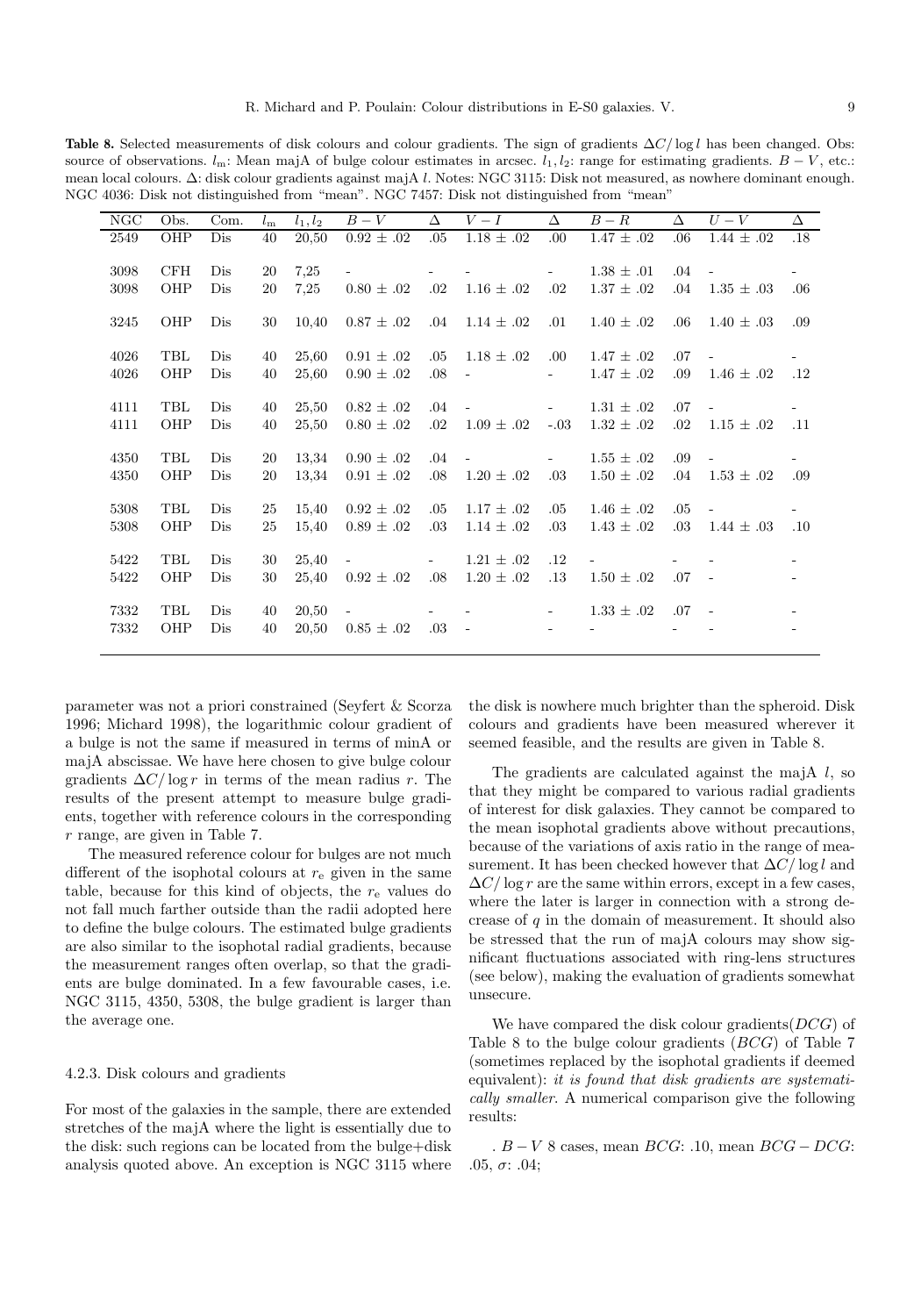**Table 8.** Selected measurements of disk colours and colour gradients. The sign of gradients $\Delta C/\log l$ has been changed. Obs: source of observations. $l_{\rm m}$: Mean majA of bulge colour estimates in arcsec. $l_1, l_2$: range for estimating gradients. $B-V$, etc.: mean local colours. $\Delta$: disk colour gradients against majA $l$. Notes: NGC 3115: Disk not measured, as nowhere dominant enough. NGC 4036: Disk not distinguished from "mean". NGC 7457: Disk not distinguished from "mean"

| NGC | Obs. | Com. | $l_{\rm m}$ | $l_1, l_2$ | $B-V$ | $\Delta$ | $V-I$ | $\Delta$ | $B-R$ | $\Delta$ | $U-V$ | $\Delta$ |
|---|---|---|---|---|---|---|---|---|---|---|---|---|
| 2549 | OHP | Dis | 40 | 20,50 | $0.92 \pm .02$ | .05 | $1.18 \pm .02$ | .00 | $1.47 \pm .02$ | .06 | $1.44 \pm .02$ | .18 |
| 3098 | CFH | Dis | 20 | 7,25 | - | - | - | - | $1.38 \pm .01$ | .04 | - | - |
| 3098 | OHP | Dis | 20 | 7,25 | $0.80 \pm .02$ | .02 | $1.16 \pm .02$ | .02 | $1.37 \pm .02$ | .04 | $1.35 \pm .03$ | .06 |
| 3245 | OHP | Dis | 30 | 10,40 | $0.87 \pm .02$ | .04 | $1.14 \pm .02$ | .01 | $1.40 \pm .02$ | .06 | $1.40 \pm .03$ | .09 |
| 4026 | TBL | Dis | 40 | 25,60 | $0.91 \pm .02$ | .05 | $1.18 \pm .02$ | .00 | $1.47 \pm .02$ | .07 | - | - |
| 4026 | OHP | Dis | 40 | 25,60 | $0.90 \pm .02$ | .08 | - | - | $1.47 \pm .02$ | .09 | $1.46 \pm .02$ | .12 |
| 4111 | TBL | Dis | 40 | 25,50 | $0.82 \pm .02$ | .04 | - | - | $1.31 \pm .02$ | .07 | - | - |
| 4111 | OHP | Dis | 40 | 25,50 | $0.80 \pm .02$ | .02 | $1.09 \pm .02$ | -.03 | $1.32 \pm .02$ | .02 | $1.15 \pm .02$ | .11 |
| 4350 | TBL | Dis | 20 | 13,34 | $0.90 \pm .02$ | .04 | - | - | $1.55 \pm .02$ | .09 | - | - |
| 4350 | OHP | Dis | 20 | 13,34 | $0.91 \pm .02$ | .08 | $1.20 \pm .02$ | .03 | $1.50 \pm .02$ | .04 | $1.53 \pm .02$ | .09 |
| 5308 | TBL | Dis | 25 | 15,40 | $0.92 \pm .02$ | .05 | $1.17 \pm .02$ | .05 | $1.46 \pm .02$ | .05 | - | - |
| 5308 | OHP | Dis | 25 | 15,40 | $0.89 \pm .02$ | .03 | $1.14 \pm .02$ | .03 | $1.43 \pm .02$ | .03 | $1.44 \pm .03$ | .10 |
| 5422 | TBL | Dis | 30 | 25,40 | - | - | $1.21 \pm .02$ | .12 | - | - | - | - |
| 5422 | OHP | Dis | 30 | 25,40 | $0.92 \pm .02$ | .08 | $1.20 \pm .02$ | .13 | $1.50 \pm .02$ | .07 | - | - |
| 7332 | TBL | Dis | 40 | 20,50 | - | - | - | - | $1.33 \pm .02$ | .07 | - | - |
| 7332 | OHP | Dis | 40 | 20,50 | $0.85 \pm .02$ | .03 | - | - | - | - | - | - |

parameter was not a priori constrained (Seyfert & Scorza 1996; Michard 1998), the logarithmic colour gradient of a bulge is not the same if measured in terms of minA or majA abscissae. We have here chosen to give bulge colour gradients $\Delta C/\log r$ in terms of the mean radius $r$. The results of the present attempt to measure bulge gradients, together with reference colours in the corresponding $r$ range, are given in Table 7.

The measured reference colour for bulges are not much different of the isophotal colours at $r_{\rm e}$ given in the same table, because for this kind of objects, the $r_{\rm e}$ values do not fall much farther outside than the radii adopted here to define the bulge colours. The estimated bulge gradients are also similar to the isophotal radial gradients, because the measurement ranges often overlap, so that the gradients are bulge dominated. In a few favourable cases, i.e. NGC 3115, 4350, 5308, the bulge gradient is larger than the average one.

#### 4.2.3. Disk colours and gradients

For most of the galaxies in the sample, there are extended stretches of the majA where the light is essentially due to the disk: such regions can be located from the bulge+disk analysis quoted above. An exception is NGC 3115 where the disk is nowhere much brighter than the spheroid. Disk colours and gradients have been measured wherever it seemed feasible, and the results are given in Table 8.

The gradients are calculated against the majA $l$, so that they might be compared to various radial gradients of interest for disk galaxies. They cannot be compared to the mean isophotal gradients above without precautions, because of the variations of axis ratio in the range of measurement. It has been checked however that $\Delta C/\log l$ and $\Delta C/\log r$ are the same within errors, except in a few cases, where the later is larger in connection with a strong decrease of $q$ in the domain of measurement. It should also be stressed that the run of majA colours may show significant fluctuations associated with ring-lens structures (see below), making the evaluation of gradients somewhat unsecure.

We have compared the disk colour gradients($DCG$) of Table 8 to the bulge colour gradients ($BCG$) of Table 7 (sometimes replaced by the isophotal gradients if deemed equivalent): *it is found that disk gradients are systematically smaller*. A numerical comparison give the following results:

. $B-V$ 8 cases, mean $BCG$: .10, mean $BCG-DCG$: .05, $\sigma$: .04;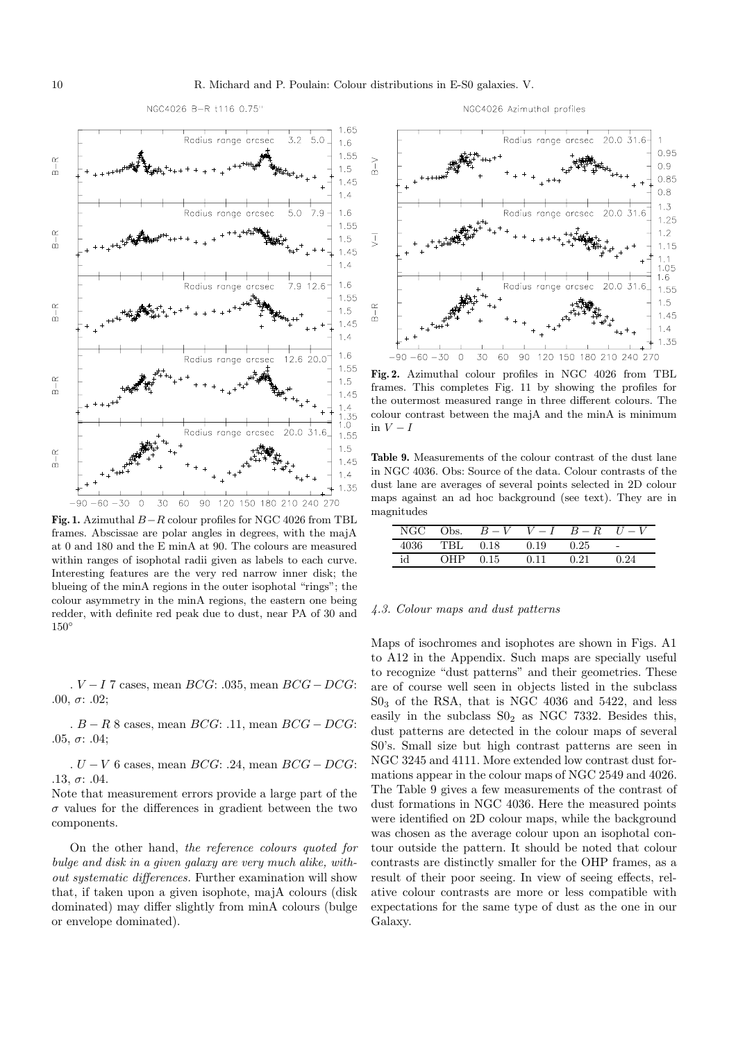**Fig. 1.** Azimuthal $B-R$ colour profiles for NGC 4026 from TBL frames. Abscissae are polar angles in degrees, with the majA at 0 and 180 and the E minA at 90. The colours are measured within ranges of isophotal radii given as labels to each curve. Interesting features are the very red narrow inner disk; the blueing of the minA regions in the outer isophotal "rings"; the colour asymmetry in the minA regions, the eastern one being redder, with definite red peak due to dust, near PA of 30 and 150°

**Fig. 2.** Azimuthal colour profiles in NGC 4026 from TBL frames. This completes Fig. 11 by showing the profiles for the outermost measured range in three different colours. The colour contrast between the majA and the minA is minimum in $V-I$

. $V-I$ 7 cases, mean $BCG$: .035, mean $BCG-DCG$: .00, $\sigma$: .02;

. $B-R$ 8 cases, mean $BCG$: .11, mean $BCG-DCG$: .05, $\sigma$: .04;

. $U-V$ 6 cases, mean $BCG$: .24, mean $BCG-DCG$: .13, $\sigma$: .04.

Note that measurement errors provide a large part of the $\sigma$ values for the differences in gradient between the two components.

On the other hand, *the reference colours quoted for bulge and disk in a given galaxy are very much alike, without systematic differences.* Further examination will show that, if taken upon a given isophote, majA colours (disk dominated) may differ slightly from minA colours (bulge or envelope dominated).

**Table 9.** Measurements of the colour contrast of the dust lane in NGC 4036. Obs: Source of the data. Colour contrasts of the dust lane are averages of several points selected in 2D colour maps against an ad hoc background (see text). They are in magnitudes

| NGC | Obs. | $B-V$ | $V-I$ | $B-R$ | $U-V$ |
|---|---|---|---|---|---|
| 4036 | TBL | 0.18 | 0.19 | 0.25 | - |
| id | OHP | 0.15 | 0.11 | 0.21 | 0.24 |

### *4.3. Colour maps and dust patterns*

Maps of isochromes and isophotes are shown in Figs. A1 to A12 in the Appendix. Such maps are specially useful to recognize "dust patterns" and their geometries. These are of course well seen in objects listed in the subclass $S0_3$ of the RSA, that is NGC 4036 and 5422, and less easily in the subclass $S0_2$ as NGC 7332. Besides this, dust patterns are detected in the colour maps of several S0's. Small size but high contrast patterns are seen in NGC 3245 and 4111. More extended low contrast dust formations appear in the colour maps of NGC 2549 and 4026. The Table 9 gives a few measurements of the contrast of dust formations in NGC 4036. Here the measured points were identified on 2D colour maps, while the background was chosen as the average colour upon an isophotal contour outside the pattern. It should be noted that colour contrasts are distinctly smaller for the OHP frames, as a result of their poor seeing. In view of seeing effects, relative colour contrasts are more or less compatible with expectations for the same type of dust as the one in our Galaxy.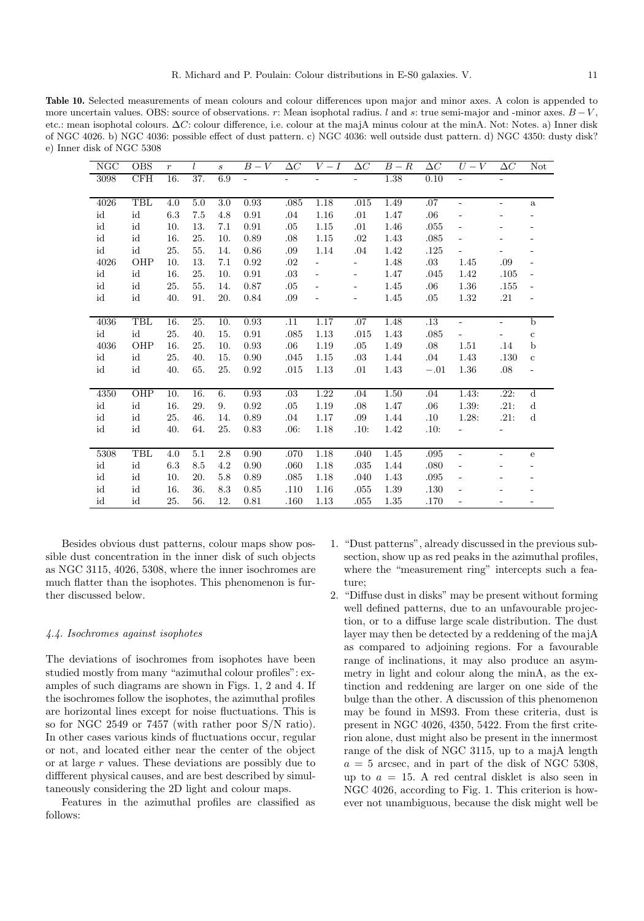**Table 10.** Selected measurements of mean colours and colour differences upon major and minor axes. A colon is appended to more uncertain values. OBS: source of observations. $r$: Mean isophotal radius. $l$ and $s$: true semi-major and -minor axes. $B-V$, etc.: mean isophotal colours. $\Delta C$: colour difference, i.e. colour at the majA minus colour at the minA. Not: Notes. a) Inner disk of NGC 4026. b) NGC 4036: possible effect of dust pattern. c) NGC 4036: well outside dust pattern. d) NGC 4350: dusty disk? e) Inner disk of NGC 5308

| NGC | OBS | $r$ | $l$ | $s$ | $B-V$ | $\Delta C$ | $V-I$ | $\Delta C$ | $B-R$ | $\Delta C$ | $U-V$ | $\Delta C$ | Not |
|---|---|---|---|---|---|---|---|---|---|---|---|---|---|
| 3098 | CFH | 16. | 37. | 6.9 | - | - | - | - | 1.38 | 0.10 | - | - | |
| 4026 | TBL | 4.0 | 5.0 | 3.0 | 0.93 | .085 | 1.18 | .015 | 1.49 | .07 | - | - | a |
| id | id | 6.3 | 7.5 | 4.8 | 0.91 | .04 | 1.16 | .01 | 1.47 | .06 | - | - | - |
| id | id | 10. | 13. | 7.1 | 0.91 | .05 | 1.15 | .01 | 1.46 | .055 | - | - | - |
| id | id | 16. | 25. | 10. | 0.89 | .08 | 1.15 | .02 | 1.43 | .085 | - | - | - |
| id | id | 25. | 55. | 14. | 0.86 | .09 | 1.14 | .04 | 1.42 | .125 | - | - | - |
| 4026 | OHP | 10. | 13. | 7.1 | 0.92 | .02 | - | - | 1.48 | .03 | 1.45 | .09 | - |
| id | id | 16. | 25. | 10. | 0.91 | .03 | - | - | 1.47 | .045 | 1.42 | .105 | - |
| id | id | 25. | 55. | 14. | 0.87 | .05 | - | - | 1.45 | .06 | 1.36 | .155 | - |
| id | id | 40. | 91. | 20. | 0.84 | .09 | - | - | 1.45 | .05 | 1.32 | .21 | - |
| 4036 | TBL | 16. | 25. | 10. | 0.93 | .11 | 1.17 | .07 | 1.48 | .13 | - | - | b |
| id | id | 25. | 40. | 15. | 0.91 | .085 | 1.13 | .015 | 1.43 | .085 | - | - | c |
| 4036 | OHP | 16. | 25. | 10. | 0.93 | .06 | 1.19 | .05 | 1.49 | .08 | 1.51 | .14 | b |
| id | id | 25. | 40. | 15. | 0.90 | .045 | 1.15 | .03 | 1.44 | .04 | 1.43 | .130 | c |
| id | id | 40. | 65. | 25. | 0.92 | .015 | 1.13 | .01 | 1.43 | $-.01$ | 1.36 | .08 | - |
| 4350 | OHP | 10. | 16. | 6. | 0.93 | .03 | 1.22 | .04 | 1.50 | .04 | 1.43: | .22: | d |
| id | id | 16. | 29. | 9. | 0.92 | .05 | 1.19 | .08 | 1.47 | .06 | 1.39: | .21: | d |
| id | id | 25. | 46. | 14. | 0.89 | .04 | 1.17 | .09 | 1.44 | .10 | 1.28: | .21: | d |
| id | id | 40. | 64. | 25. | 0.83 | .06: | 1.18 | .10: | 1.42 | .10: | - | - | |
| 5308 | TBL | 4.0 | 5.1 | 2.8 | 0.90 | .070 | 1.18 | .040 | 1.45 | .095 | - | - | e |
| id | id | 6.3 | 8.5 | 4.2 | 0.90 | .060 | 1.18 | .035 | 1.44 | .080 | - | - | - |
| id | id | 10. | 20. | 5.8 | 0.89 | .085 | 1.18 | .040 | 1.43 | .095 | - | - | - |
| id | id | 16. | 36. | 8.3 | 0.85 | .110 | 1.16 | .055 | 1.39 | .130 | - | - | - |
| id | id | 25. | 56. | 12. | 0.81 | .160 | 1.13 | .055 | 1.35 | .170 | - | - | - |

Besides obvious dust patterns, colour maps show possible dust concentration in the inner disk of such objects as NGC 3115, 4026, 5308, where the inner isochromes are much flatter than the isophotes. This phenomenon is further discussed below.

### 4.4. Isochromes against isophotes

The deviations of isochromes from isophotes have been studied mostly from many "azimuthal colour profiles": examples of such diagrams are shown in Figs. 1, 2 and 4. If the isochromes follow the isophotes, the azimuthal profiles are horizontal lines except for noise fluctuations. This is so for NGC 2549 or 7457 (with rather poor S/N ratio). In other cases various kinds of fluctuations occur, regular or not, and located either near the center of the object or at large $r$ values. These deviations are possibly due to diffferent physical causes, and are best described by simultaneously considering the 2D light and colour maps.

Features in the azimuthal profiles are classified as follows:

1. "Dust patterns", already discussed in the previous subsection, show up as red peaks in the azimuthal profiles, where the "measurement ring" intercepts such a feature;
2. "Diffuse dust in disks" may be present without forming well defined patterns, due to an unfavourable projection, or to a diffuse large scale distribution. The dust layer may then be detected by a reddening of the majA as compared to adjoining regions. For a favourable range of inclinations, it may also produce an asymmetry in light and colour along the minA, as the extinction and reddening are larger on one side of the bulge than the other. A discussion of this phenomenon may be found in MS93. From these criteria, dust is present in NGC 4026, 4350, 5422. From the first criterion alone, dust might also be present in the innermost range of the disk of NGC 3115, up to a majA length $a = 5$ arcsec, and in part of the disk of NGC 5308, up to $a = 15$. A red central disklet is also seen in NGC 4026, according to Fig. 1. This criterion is however not unambiguous, because the disk might well be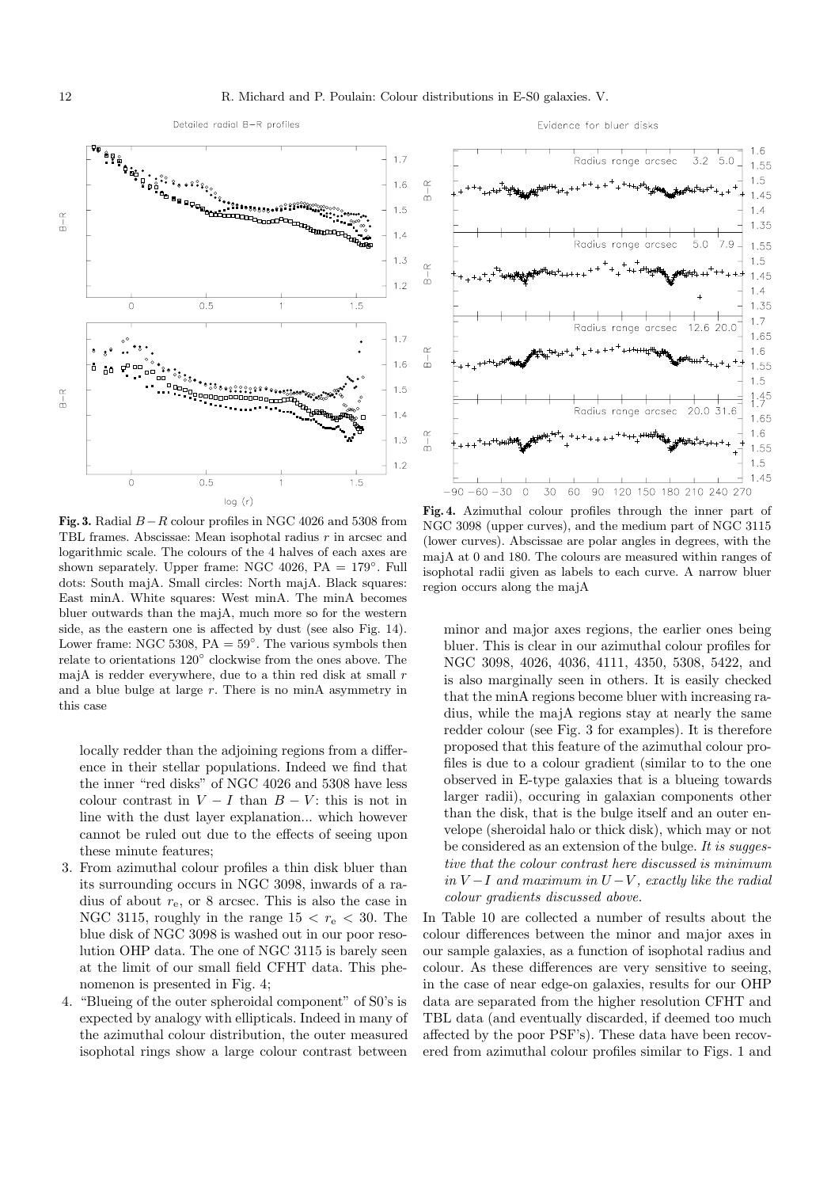**Fig. 3.** Radial $B-R$ colour profiles in NGC 4026 and 5308 from TBL frames. Abscissae: Mean isophotal radius $r$ in arcsec and logarithmic scale. The colours of the 4 halves of each axes are shown separately. Upper frame: NGC 4026, PA = 179°. Full dots: South majA. Small circles: North majA. Black squares: East minA. White squares: West minA. The minA becomes bluer outwards than the majA, much more so for the western side, as the eastern one is affected by dust (see also Fig. 14). Lower frame: NGC 5308, PA = 59°. The various symbols then relate to orientations 120° clockwise from the ones above. The majA is redder everywhere, due to a thin red disk at small $r$ and a blue bulge at large $r$. There is no minA asymmetry in this case

**Fig. 4.** Azimuthal colour profiles through the inner part of NGC 3098 (upper curves), and the medium part of NGC 3115 (lower curves). Abscissae are polar angles in degrees, with the majA at 0 and 180. The colours are measured within ranges of isophotal radii given as labels to each curve. A narrow bluer region occurs along the majA

locally redder than the adjoining regions from a difference in their stellar populations. Indeed we find that the inner "red disks" of NGC 4026 and 5308 have less colour contrast in $V-I$ than $B-V$: this is not in line with the dust layer explanation... which however cannot be ruled out due to the effects of seeing upon these minute features;

3. From azimuthal colour profiles a thin disk bluer than its surrounding occurs in NGC 3098, inwards of a radius of about $r_{\rm e}$, or 8 arcsec. This is also the case in NGC 3115, roughly in the range $15 < r_{\rm e} < 30$. The blue disk of NGC 3098 is washed out in our poor resolution OHP data. The one of NGC 3115 is barely seen at the limit of our small field CFHT data. This phenomenon is presented in Fig. 4;
4. "Blueing of the outer spheroidal component" of S0's is expected by analogy with ellipticals. Indeed in many of the azimuthal colour distribution, the outer measured isophotal rings show a large colour contrast between minor and major axes regions, the earlier ones being bluer. This is clear in our azimuthal colour profiles for NGC 3098, 4026, 4036, 4111, 4350, 5308, 5422, and is also marginally seen in others. It is easily checked that the minA regions become bluer with increasing radius, while the majA regions stay at nearly the same redder colour (see Fig. 3 for examples). It is therefore proposed that this feature of the azimuthal colour profiles is due to a colour gradient (similar to to the one observed in E-type galaxies that is a blueing towards larger radii), occuring in galaxian components other than the disk, that is the bulge itself and an outer envelope (sheroidal halo or thick disk), which may or not be considered as an extension of the bulge. *It is suggestive that the colour contrast here discussed is minimum in $V-I$ and maximum in $U-V$, exactly like the radial colour gradients discussed above.*

In Table 10 are collected a number of results about the colour differences between the minor and major axes in our sample galaxies, as a function of isophotal radius and colour. As these differences are very sensitive to seeing, in the case of near edge-on galaxies, results for our OHP data are separated from the higher resolution CFHT and TBL data (and eventually discarded, if deemed too much affected by the poor PSF's). These data have been recovered from azimuthal colour profiles similar to Figs. 1 and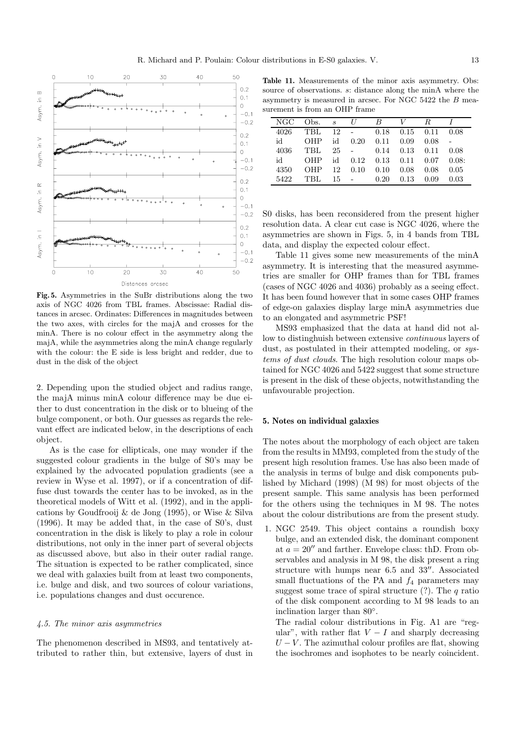**Fig. 5.** Asymmetries in the SuBr distributions along the two axis of NGC 4026 from TBL frames. Abscissae: Radial distances in arcsec. Ordinates: Differences in magnitudes between the two axes, with circles for the majA and crosses for the minA. There is no colour effect in the asymmetry along the majA, while the asymmetries along the minA change regularly with the colour: the E side is less bright and redder, due to dust in the disk of the object

2. Depending upon the studied object and radius range, the majA minus minA colour difference may be due either to dust concentration in the disk or to blueing of the bulge component, or both. Our guesses as regards the relevant effect are indicated below, in the descriptions of each object.

As is the case for ellipticals, one may wonder if the suggested colour gradients in the bulge of S0's may be explained by the advocated population gradients (see a review in Wyse et al. 1997), or if a concentration of diffuse dust towards the center has to be invoked, as in the theoretical models of Witt et al. (1992), and in the applications by Goudfrooij & de Jong (1995), or Wise & Silva (1996). It may be added that, in the case of S0's, dust concentration in the disk is likely to play a role in colour distributions, not only in the inner part of several objects as discussed above, but also in their outer radial range. The situation is expected to be rather complicated, since we deal with galaxies built from at least two components, i.e. bulge and disk, and two sources of colour variations, i.e. populations changes and dust occurence.

### *4.5. The minor axis asymmetries*

The phenomenon described in MS93, and tentatively attributed to rather thin, but extensive, layers of dust in S0 disks, has been reconsidered from the present higher resolution data. A clear cut case is NGC 4026, where the asymmetries are shown in Figs. 5, in 4 bands from TBL data, and display the expected colour effect.

**Table 11.** Measurements of the minor axis asymmetry. Obs: source of observations. *s*: distance along the minA where the asymmetry is measured in arcsec. For NGC 5422 the *B* measurement is from an OHP frame

| NGC | Obs. | $s$ | $U$ | $B$ | $V$ | $R$ | $I$ |
|---|---|---|---|---|---|---|---|
| 4026 | TBL | 12 | - | 0.18 | 0.15 | 0.11 | 0.08 |
| id | OHP | id | 0.20 | 0.11 | 0.09 | 0.08 | - |
| 4036 | TBL | 25 | - | 0.14 | 0.13 | 0.11 | 0.08 |
| id | OHP | id | 0.12 | 0.13 | 0.11 | 0.07 | 0.08: |
| 4350 | OHP | 12 | 0.10 | 0.10 | 0.08 | 0.08 | 0.05 |
| 5422 | TBL | 15 | - | 0.20 | 0.13 | 0.09 | 0.03 |

Table 11 gives some new measurements of the minA asymmetry. It is interesting that the measured asymmetries are smaller for OHP frames than for TBL frames (cases of NGC 4026 and 4036) probably as a seeing effect. It has been found however that in some cases OHP frames of edge-on galaxies display large minA asymmetries due to an elongated and asymmetric PSF!

MS93 emphasized that the data at hand did not allow to distinghuish between extensive *continuous* layers of dust, as postulated in their attempted modeling, or *systems of dust clouds*. The high resolution colour maps obtained for NGC 4026 and 5422 suggest that some structure is present in the disk of these objects, notwithstanding the unfavourable projection.

## 5. Notes on individual galaxies

The notes about the morphology of each object are taken from the results in MM93, completed from the study of the present high resolution frames. Use has also been made of the analysis in terms of bulge and disk components published by Michard (1998) (M 98) for most objects of the present sample. This same analysis has been performed for the others using the techniques in M 98. The notes about the colour distributions are from the present study.

1. NGC 2549. This object contains a roundish boxy bulge, and an extended disk, the dominant component at $a = 20''$ and farther. Envelope class: thD. From observables and analysis in M 98, the disk present a ring structure with humps near 6.5 and $33''$. Associated small fluctuations of the PA and $f_4$ parameters may suggest some trace of spiral structure (?). The $q$ ratio of the disk component according to M 98 leads to an inclination larger than 80°.

   The radial colour distributions in Fig. A1 are "regular", with rather flat $V-I$ and sharply decreasing $U-V$. The azimuthal colour profiles are flat, showing the isochromes and isophotes to be nearly coincident.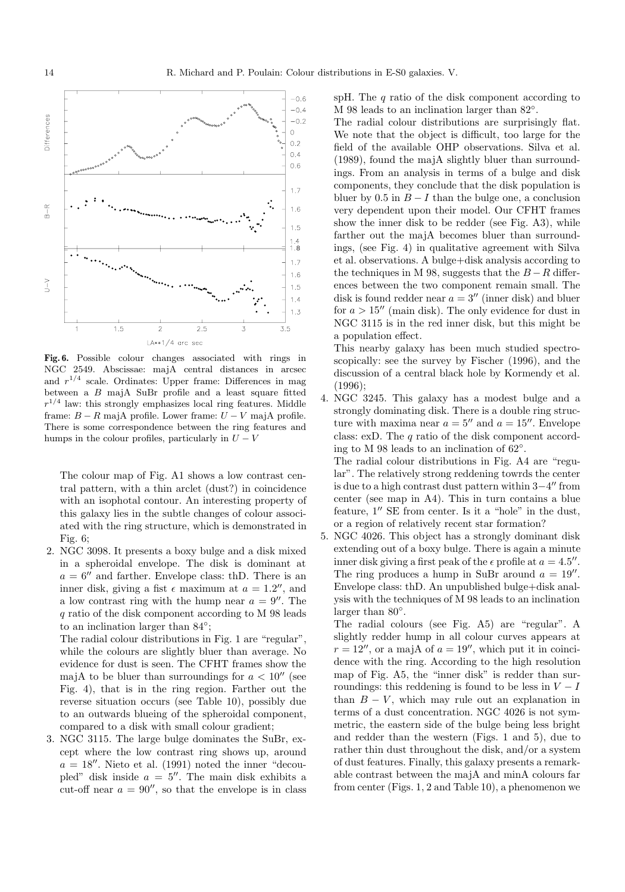**Fig. 6.** Possible colour changes associated with rings in NGC 2549. Abscissae: majA central distances in arcsec and $r^{1/4}$ scale. Ordinates: Upper frame: Differences in mag between a $B$ majA SuBr profile and a least square fitted $r^{1/4}$ law: this strongly emphasizes local ring features. Middle frame: $B-R$ majA profile. Lower frame: $U-V$ majA profile. There is some correspondence between the ring features and humps in the colour profiles, particularly in $U-V$

The colour map of Fig. A1 shows a low contrast central pattern, with a thin arclet (dust?) in coincidence with an isophotal contour. An interesting property of this galaxy lies in the subtle changes of colour associated with the ring structure, which is demonstrated in Fig. 6;

2. NGC 3098. It presents a boxy bulge and a disk mixed in a spheroidal envelope. The disk is dominant at $a = 6''$ and farther. Envelope class: thD. There is an inner disk, giving a fist $\epsilon$ maximum at $a = 1.2''$, and a low contrast ring with the hump near $a = 9''$. The $q$ ratio of the disk component according to M 98 leads to an inclination larger than 84°;

   The radial colour distributions in Fig. 1 are "regular", while the colours are slightly bluer than average. No evidence for dust is seen. The CFHT frames show the majA to be bluer than surroundings for $a < 10''$ (see Fig. 4), that is in the ring region. Farther out the reverse situation occurs (see Table 10), possibly due to an outwards blueing of the spheroidal component, compared to a disk with small colour gradient;

3. NGC 3115. The large bulge dominates the SuBr, except where the low contrast ring shows up, around $a = 18''$. Nieto et al. (1991) noted the inner "decoupled" disk inside $a = 5''$. The main disk exhibits a cut-off near $a = 90''$, so that the envelope is in class spH. The $q$ ratio of the disk component according to M 98 leads to an inclination larger than 82°.

   The radial colour distributions are surprisingly flat. We note that the object is difficult, too large for the field of the available OHP observations. Silva et al. (1989), found the majA slightly bluer than surroundings. From an analysis in terms of a bulge and disk components, they conclude that the disk population is bluer by 0.5 in $B-I$ than the bulge one, a conclusion very dependent upon their model. Our CFHT frames show the inner disk to be redder (see Fig. A3), while farther out the majA becomes bluer than surroundings, (see Fig. 4) in qualitative agreement with Silva et al. observations. A bulge+disk analysis according to the techniques in M 98, suggests that the $B-R$ differences between the two component remain small. The disk is found redder near $a = 3''$ (inner disk) and bluer for $a > 15''$ (main disk). The only evidence for dust in NGC 3115 is in the red inner disk, but this might be a population effect.

   This nearby galaxy has been much studied spectroscopically: see the survey by Fischer (1996), and the discussion of a central black hole by Kormendy et al. (1996);

4. NGC 3245. This galaxy has a modest bulge and a strongly dominating disk. There is a double ring structure with maxima near $a = 5''$ and $a = 15''$. Envelope class: exD. The $q$ ratio of the disk component according to M 98 leads to an inclination of 62°.

   The radial colour distributions in Fig. A4 are "regular". The relatively strong reddening towrds the center is due to a high contrast dust pattern within $3-4''$ from center (see map in A4). This in turn contains a blue feature, $1''$ SE from center. Is it a "hole" in the dust, or a region of relatively recent star formation?

5. NGC 4026. This object has a strongly dominant disk extending out of a boxy bulge. There is again a minute inner disk giving a first peak of the $\epsilon$ profile at $a = 4.5''$. The ring produces a hump in SuBr around $a = 19''$. Envelope class: thD. An unpublished bulge+disk analysis with the techniques of M 98 leads to an inclination larger than 80°.

   The radial colours (see Fig. A5) are "regular". A slightly redder hump in all colour curves appears at $r = 12''$, or a majA of $a = 19''$, which put it in coincidence with the ring. According to the high resolution map of Fig. A5, the "inner disk" is redder than surroundings: this reddening is found to be less in $V-I$ than $B-V$, which may rule out an explanation in terms of a dust concentration. NGC 4026 is not symmetric, the eastern side of the bulge being less bright and redder than the western (Figs. 1 and 5), due to rather thin dust throughout the disk, and/or a system of dust features. Finally, this galaxy presents a remarkable contrast between the majA and minA colours far from center (Figs. 1, 2 and Table 10), a phenomenon we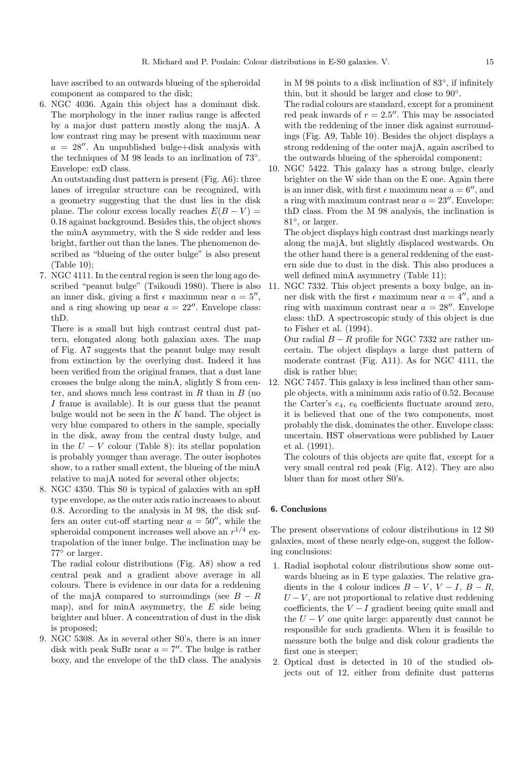have ascribed to an outwards blueing of the spheroidal component as compared to the disk;

6. NGC 4036. Again this object has a dominant disk. The morphology in the inner radius range is affected by a major dust pattern mostly along the majA. A low contrast ring may be present with maximum near $a = 28''$. An unpublished bulge+disk analysis with the techniques of M 98 leads to an inclination of 73°. Envelope: exD class.

   An outstanding dust pattern is present (Fig. A6): three lanes of irregular structure can be recognized, with a geometry suggesting that the dust lies in the disk plane. The colour excess locally reaches $E(B-V) = 0.18$ against background. Besides this, the object shows the minA asymmetry, with the S side redder and less bright, farther out than the lanes. The phenomenon described as "blueing of the outer bulge" is also present (Table 10);

7. NGC 4111. In the central region is seen the long ago described "peanut bulge" (Tsikoudi 1980). There is also an inner disk, giving a first $\epsilon$ maximum near $a = 5''$, and a ring showing up near $a = 22''$. Envelope class: thD.

   There is a small but high contrast central dust pattern, elongated along both galaxian axes. The map of Fig. A7 suggests that the peanut bulge may result from extinction by the overlying dust. Indeed it has been verified from the original frames, that a dust lane crosses the bulge along the minA, slightly S from center, and shows much less contrast in $R$ than in $B$ (no $I$ frame is available). It is our guess that the peanut bulge would not be seen in the $K$ band. The object is very blue compared to others in the sample, specially in the disk, away from the central dusty bulge, and in the $U-V$ colour (Table 8): its stellar population is probably younger than average. The outer isophotes show, to a rather small extent, the blueing of the minA relative to majA noted for several other objects;

8. NGC 4350. This S0 is typical of galaxies with an spH type envelope, as the outer axis ratio increases to about 0.8. According to the analysis in M 98, the disk suffers an outer cut-off starting near $a = 50''$, while the spheroidal component increases well above an $r^{1/4}$ extrapolation of the inner bulge. The inclination may be 77° or larger.

   The radial colour distributions (Fig. A8) show a red central peak and a gradient above average in all colours. There is evidence in our data for a reddening of the majA compared to surroundings (see $B-R$ map), and for minA asymmetry, the $E$ side being brighter and bluer. A concentration of dust in the disk is proposed;

9. NGC 5308. As in several other S0's, there is an inner disk with peak SuBr near $a = 7''$. The bulge is rather boxy, and the envelope of the thD class. The analysis in M 98 points to a disk inclination of 83°, if infinitely thin, but it should be larger and close to 90°.

   The radial colours are standard, except for a prominent red peak inwards of $r = 2.5''$. This may be associated with the reddening of the inner disk against surroundings (Fig. A9, Table 10). Besides the object displays a strong reddening of the outer majA, again ascribed to the outwards blueing of the spheroidal component;

10. NGC 5422. This galaxy has a strong bulge, clearly brighter on the W side than on the E one. Again there is an inner disk, with first $\epsilon$ maximum near $a = 6''$, and a ring with maximum contrast near $a = 23''$. Envelope: thD class. From the M 98 analysis, the inclination is 81°, or larger.

    The object displays high contrast dust markings nearly along the majA, but slightly displaced westwards. On the other hand there is a general reddening of the eastern side due to dust in the disk. This also produces a well defined minA asymmetry (Table 11);

11. NGC 7332. This object presents a boxy bulge, an inner disk with the first $\epsilon$ maximum near $a = 4''$, and a ring with maximum contrast near $a = 28''$. Envelope class: thD. A spectroscopic study of this object is due to Fisher et al. (1994).

    Our radial $B-R$ profile for NGC 7332 are rather uncertain. The object displays a large dust pattern of moderate contrast (Fig. A11). As for NGC 4111, the disk is rather blue;

12. NGC 7457. This galaxy is less inclined than other sample objects, with a minimum axis ratio of 0.52. Because the Carter's $e_4$, $e_6$ coefficients fluctuate around zero, it is believed that one of the two components, most probably the disk, dominates the other. Envelope class: uncertain. HST observations were published by Lauer et al. (1991).

    The colours of this objects are quite flat, except for a very small central red peak (Fig. A12). They are also bluer than for most other S0's.

## 6. Conclusions

The present observations of colour distributions in 12 S0 galaxies, most of these nearly edge-on, suggest the following conclusions:

1. Radial isophotal colour distributions show some outwards blueing as in E type galaxies. The relative gradients in the 4 colour indices $B-V$, $V-I$, $B-R$, $U-V$, are not proportional to relative dust reddening coefficients, the $V-I$ gradient beeing quite small and the $U-V$ one quite large: apparently dust cannot be responsible for such gradients. When it is feasible to measure both the bulge and disk colour gradients the first one is steeper;
2. Optical dust is detected in 10 of the studied objects out of 12, either from definite dust patterns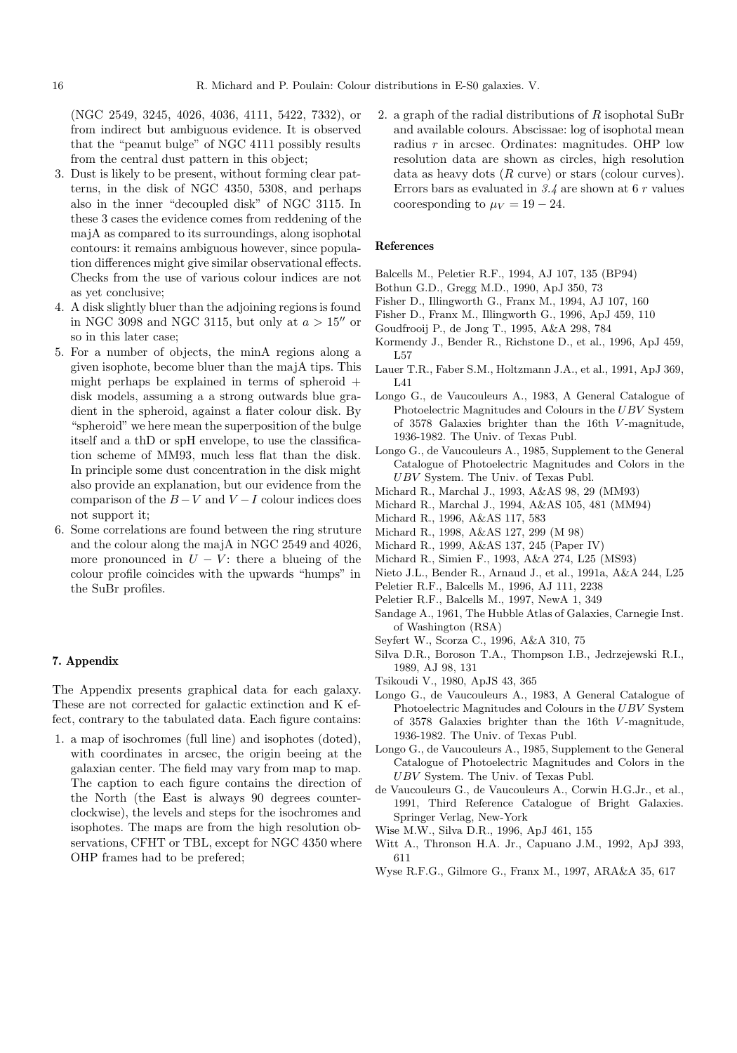(NGC 2549, 3245, 4026, 4036, 4111, 5422, 7332), or from indirect but ambiguous evidence. It is observed that the "peanut bulge" of NGC 4111 possibly results from the central dust pattern in this object;

3. Dust is likely to be present, without forming clear patterns, in the disk of NGC 4350, 5308, and perhaps also in the inner "decoupled disk" of NGC 3115. In these 3 cases the evidence comes from reddening of the majA as compared to its surroundings, along isophotal contours: it remains ambiguous however, since population differences might give similar observational effects. Checks from the use of various colour indices are not as yet conclusive;
4. A disk slightly bluer than the adjoining regions is found in NGC 3098 and NGC 3115, but only at $a > 15''$ or so in this later case;
5. For a number of objects, the minA regions along a given isophote, become bluer than the majA tips. This might perhaps be explained in terms of spheroid + disk models, assuming a a strong outwards blue gradient in the spheroid, against a flater colour disk. By "spheroid" we here mean the superposition of the bulge itself and a thD or spH envelope, to use the classification scheme of MM93, much less flat than the disk. In principle some dust concentration in the disk might also provide an explanation, but our evidence from the comparison of the $B-V$ and $V-I$ colour indices does not support it;
6. Some correlations are found between the ring struture and the colour along the majA in NGC 2549 and 4026, more pronounced in $U-V$: there a blueing of the colour profile coincides with the upwards "humps" in the SuBr profiles.

## 7. Appendix

The Appendix presents graphical data for each galaxy. These are not corrected for galactic extinction and K effect, contrary to the tabulated data. Each figure contains:

1. a map of isochromes (full line) and isophotes (doted), with coordinates in arcsec, the origin beeing at the galaxian center. The field may vary from map to map. The caption to each figure contains the direction of the North (the East is always 90 degrees counterclockwise), the levels and steps for the isochromes and isophotes. The maps are from the high resolution observations, CFHT or TBL, except for NGC 4350 where OHP frames had to be prefered;
2. a graph of the radial distributions of $R$ isophotal SuBr and available colours. Abscissae: log of isophotal mean radius $r$ in arcsec. Ordinates: magnitudes. OHP low resolution data are shown as circles, high resolution data as heavy dots ($R$ curve) or stars (colour curves). Errors bars as evaluated in *3.4* are shown at 6 $r$ values cooresponding to $\mu_V = 19-24$.

## References

Balcells M., Peletier R.F., 1994, AJ 107, 135 (BP94)
Bothun G.D., Gregg M.D., 1990, ApJ 350, 73
Fisher D., Illingworth G., Franx M., 1994, AJ 107, 160
Fisher D., Franx M., Illingworth G., 1996, ApJ 459, 110
Goudfrooij P., de Jong T., 1995, A&A 298, 784
Kormendy J., Bender R., Richstone D., et al., 1996, ApJ 459, L57
Lauer T.R., Faber S.M., Holtzmann J.A., et al., 1991, ApJ 369, L41
Longo G., de Vaucouleurs A., 1983, A General Catalogue of Photoelectric Magnitudes and Colours in the $UBV$ System of 3578 Galaxies brighter than the 16th $V$-magnitude, 1936-1982. The Univ. of Texas Publ.
Longo G., de Vaucouleurs A., 1985, Supplement to the General Catalogue of Photoelectric Magnitudes and Colors in the $UBV$ System. The Univ. of Texas Publ.
Michard R., Marchal J., 1993, A&AS 98, 29 (MM93)
Michard R., Marchal J., 1994, A&AS 105, 481 (MM94)
Michard R., 1996, A&AS 117, 583
Michard R., 1998, A&AS 127, 299 (M 98)
Michard R., 1999, A&AS 137, 245 (Paper IV)
Michard R., Simien F., 1993, A&A 274, L25 (MS93)
Nieto J.L., Bender R., Arnaud J., et al., 1991a, A&A 244, L25
Peletier R.F., Balcells M., 1996, AJ 111, 2238
Peletier R.F., Balcells M., 1997, NewA 1, 349
Sandage A., 1961, The Hubble Atlas of Galaxies, Carnegie Inst. of Washington (RSA)
Seyfert W., Scorza C., 1996, A&A 310, 75
Silva D.R., Boroson T.A., Thompson I.B., Jedrzejewski R.I., 1989, AJ 98, 131
Tsikoudi V., 1980, ApJS 43, 365
Longo G., de Vaucouleurs A., 1983, A General Catalogue of Photoelectric Magnitudes and Colours in the $UBV$ System of 3578 Galaxies brighter than the 16th $V$-magnitude, 1936-1982. The Univ. of Texas Publ.
Longo G., de Vaucouleurs A., 1985, Supplement to the General Catalogue of Photoelectric Magnitudes and Colors in the $UBV$ System. The Univ. of Texas Publ.
de Vaucouleurs G., de Vaucouleurs A., Corwin H.G.Jr., et al., 1991, Third Reference Catalogue of Bright Galaxies. Springer Verlag, New-York
Wise M.W., Silva D.R., 1996, ApJ 461, 155
Witt A., Thronson H.A. Jr., Capuano J.M., 1992, ApJ 393, 611
Wyse R.F.G., Gilmore G., Franx M., 1997, ARA&A 35, 617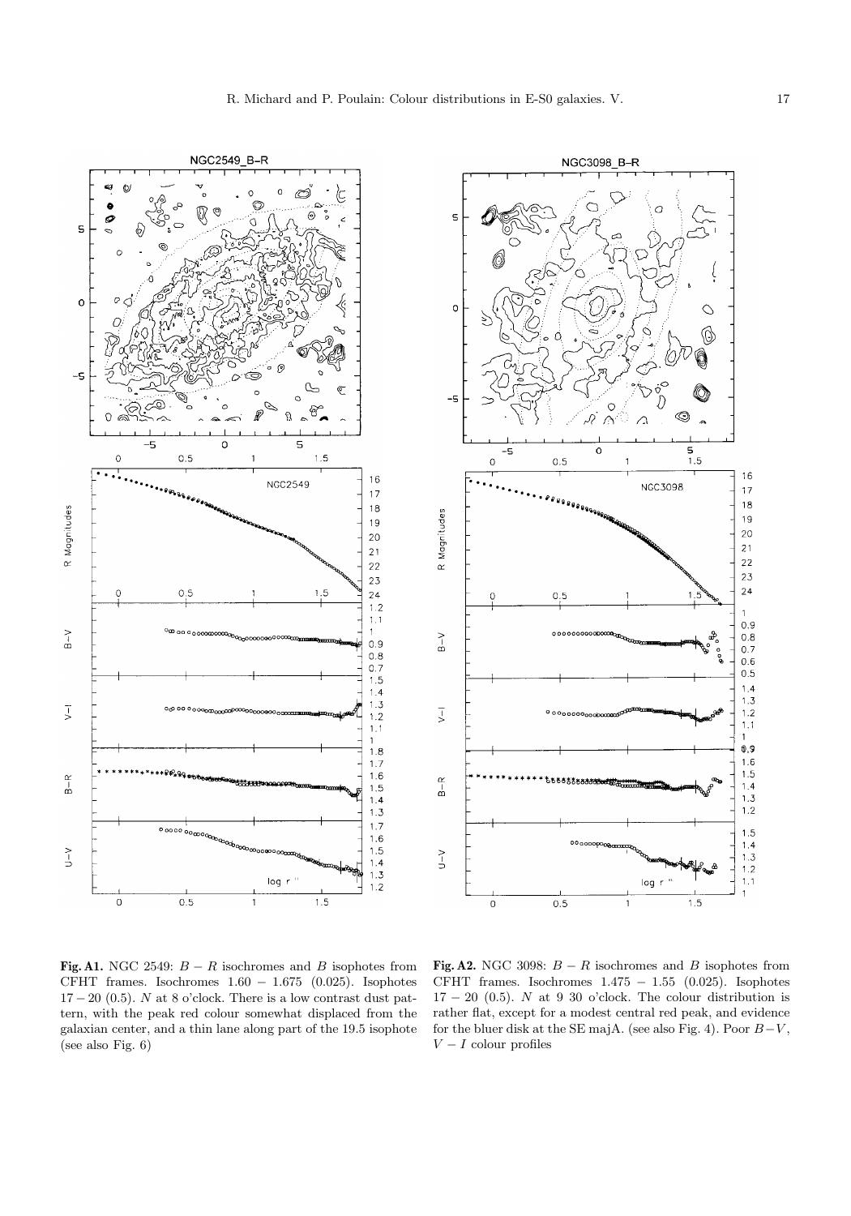**Fig. A1.** NGC 2549: $B-R$ isochromes and $B$ isophotes from CFHT frames. Isochromes $1.60-1.675$ (0.025). Isophotes $17-20$ (0.5). $N$ at 8 o'clock. There is a low contrast dust pattern, with the peak red colour somewhat displaced from the galaxian center, and a thin lane along part of the 19.5 isophote (see also Fig. 6)

**Fig. A2.** NGC 3098: $B-R$ isochromes and $B$ isophotes from CFHT frames. Isochromes $1.475-1.55$ (0.025). Isophotes $17-20$ (0.5). $N$ at 9 30 o'clock. The colour distribution is rather flat, except for a modest central red peak, and evidence for the bluer disk at the SE majA. (see also Fig. 4). Poor $B-V$, $V-I$ colour profiles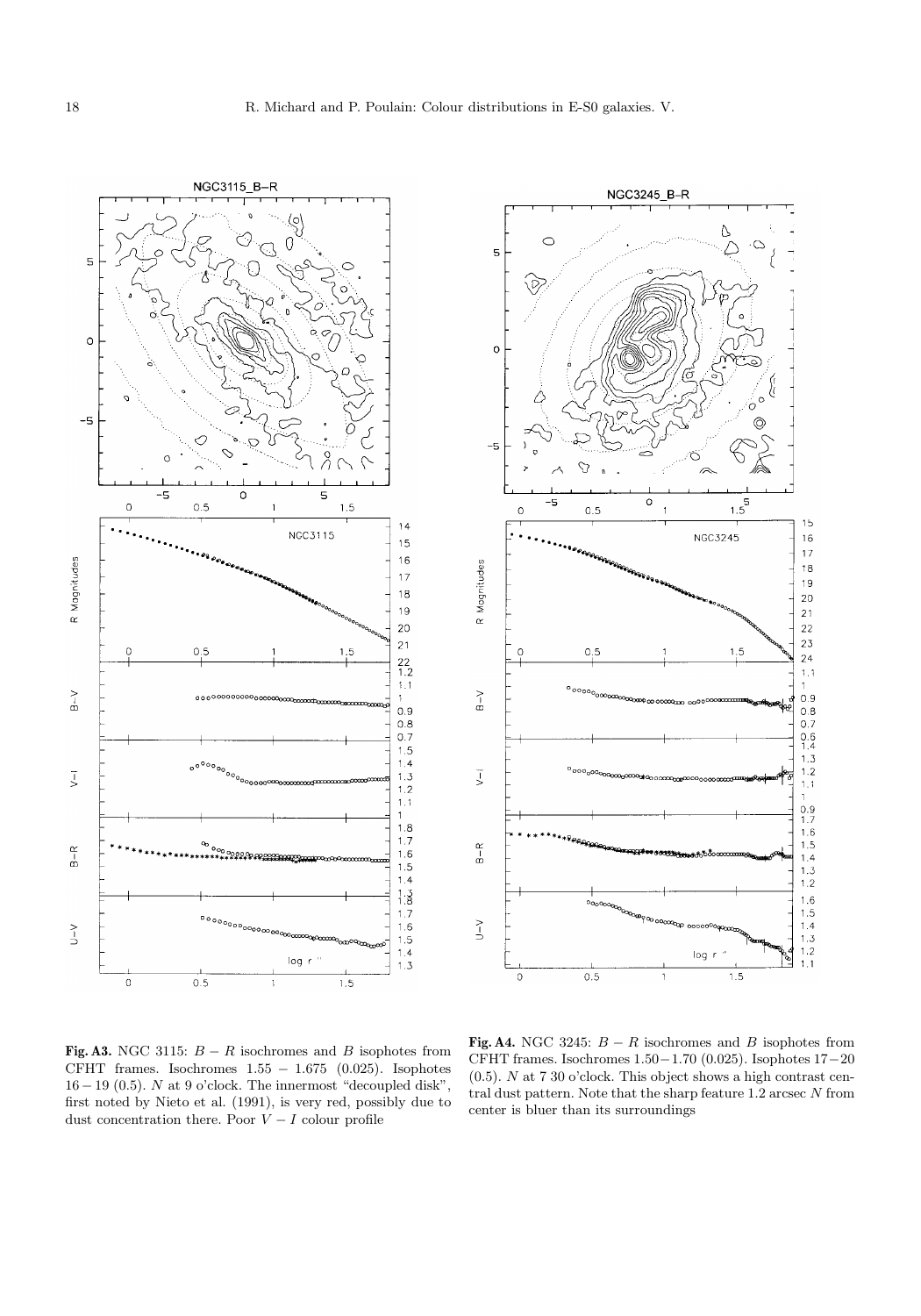**Fig. A3.** NGC 3115: $B-R$ isochromes and $B$ isophotes from CFHT frames. Isochromes $1.55 - 1.675$ (0.025). Isophotes $16-19$ (0.5). $N$ at 9 o'clock. The innermost "decoupled disk", first noted by Nieto et al. (1991), is very red, possibly due to dust concentration there. Poor $V-I$ colour profile

**Fig. A4.** NGC 3245: $B-R$ isochromes and $B$ isophotes from CFHT frames. Isochromes $1.50-1.70$ (0.025). Isophotes $17-20$ (0.5). $N$ at 7 30 o'clock. This object shows a high contrast central dust pattern. Note that the sharp feature 1.2 arcsec $N$ from center is bluer than its surroundings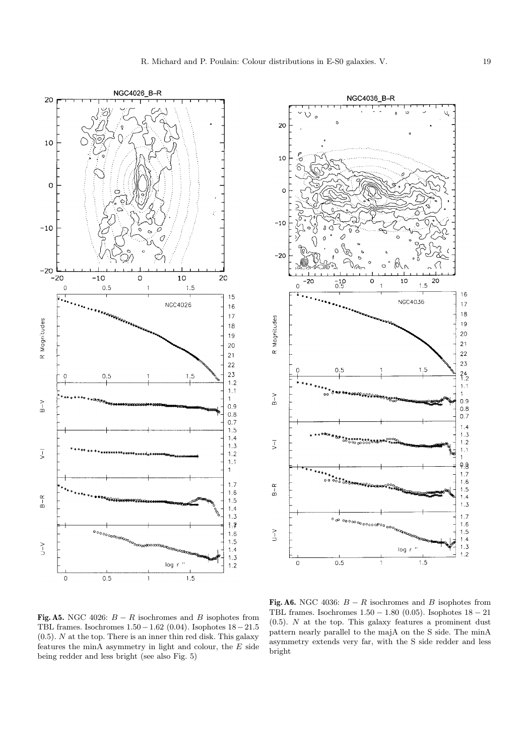**Fig. A5.** NGC 4026: $B-R$ isochromes and $B$ isophotes from TBL frames. Isochromes $1.50-1.62$ (0.04). Isophotes $18-21.5$ (0.5). $N$ at the top. There is an inner thin red disk. This galaxy features the minA asymmetry in light and colour, the $E$ side being redder and less bright (see also Fig. 5)

**Fig. A6.** NGC 4036: $B-R$ isochromes and $B$ isophotes from TBL frames. Isochromes $1.50-1.80$ (0.05). Isophotes $18-21$ (0.5). $N$ at the top. This galaxy features a prominent dust pattern nearly parallel to the majA on the S side. The minA asymmetry extends very far, with the S side redder and less bright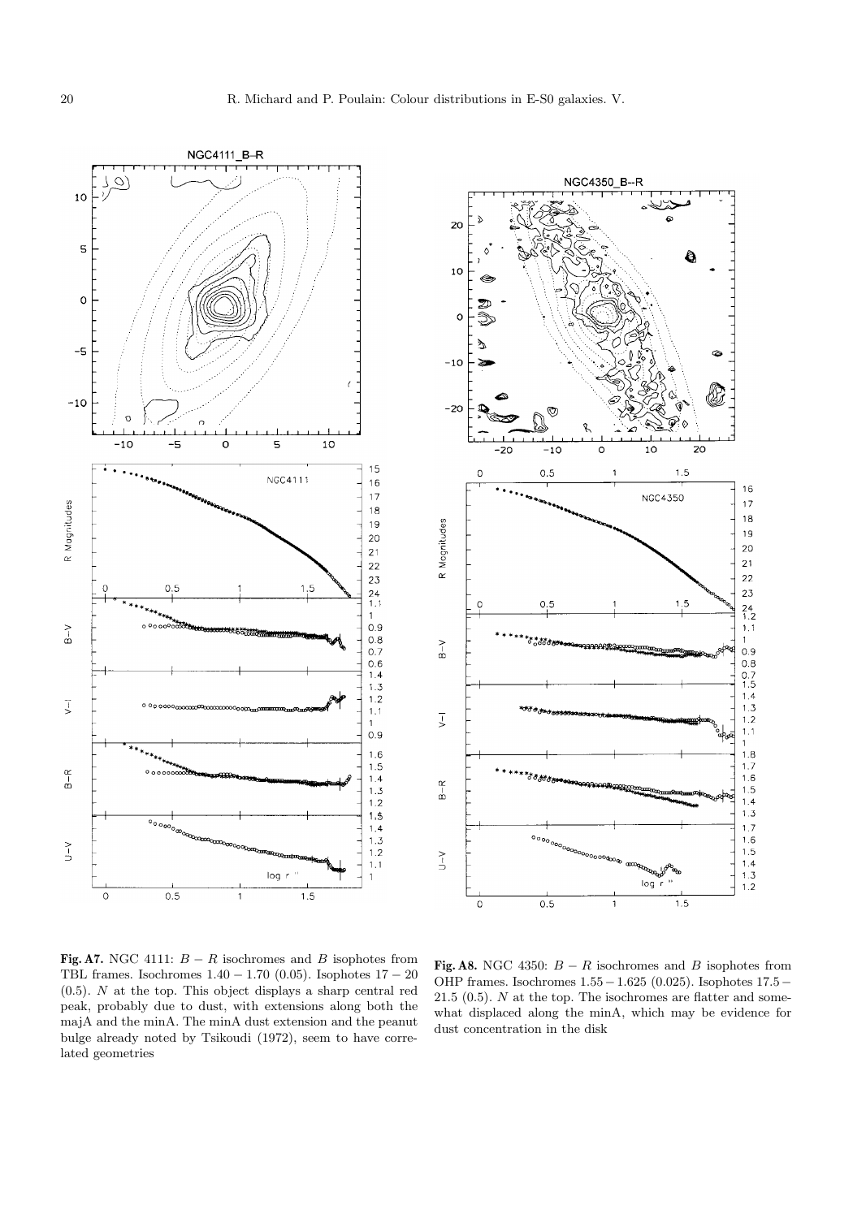**Fig. A7.** NGC 4111: $B-R$ isochromes and $B$ isophotes from TBL frames. Isochromes $1.40-1.70$ (0.05). Isophotes $17-20$ (0.5). $N$ at the top. This object displays a sharp central red peak, probably due to dust, with extensions along both the majA and the minA. The minA dust extension and the peanut bulge already noted by Tsikoudi (1972), seem to have correlated geometries

**Fig. A8.** NGC 4350: $B-R$ isochromes and $B$ isophotes from OHP frames. Isochromes $1.55-1.625$ (0.025). Isophotes $17.5-21.5$ (0.5). $N$ at the top. The isochromes are flatter and somewhat displaced along the minA, which may be evidence for dust concentration in the disk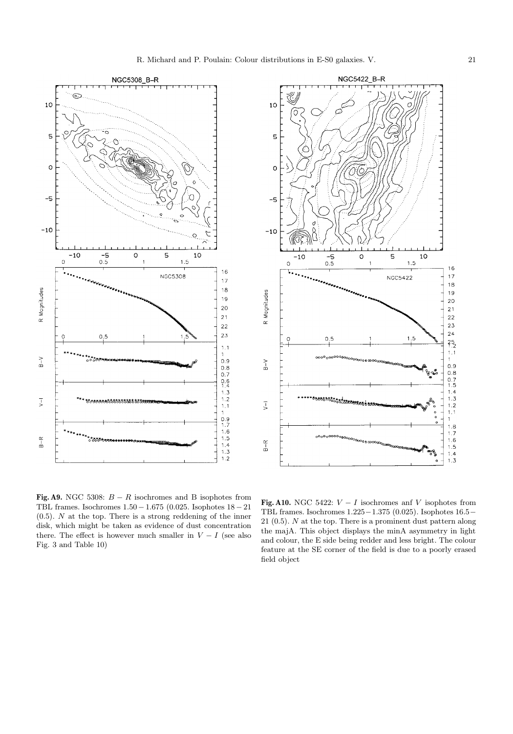**Fig. A9.** NGC 5308: $B-R$ isochromes and B isophotes from TBL frames. Isochromes $1.50-1.675$ (0.025. Isophotes $18-21$ (0.5). $N$ at the top. There is a strong reddening of the inner disk, which might be taken as evidence of dust concentration there. The effect is however much smaller in $V-I$ (see also Fig. 3 and Table 10)

**Fig. A10.** NGC 5422: $V-I$ isochromes anf $V$ isophotes from TBL frames. Isochromes $1.225-1.375$ (0.025). Isophotes $16.5-21$ (0.5). $N$ at the top. There is a prominent dust pattern along the majA. This object displays the minA asymmetry in light and colour, the E side being redder and less bright. The colour feature at the SE corner of the field is due to a poorly erased field object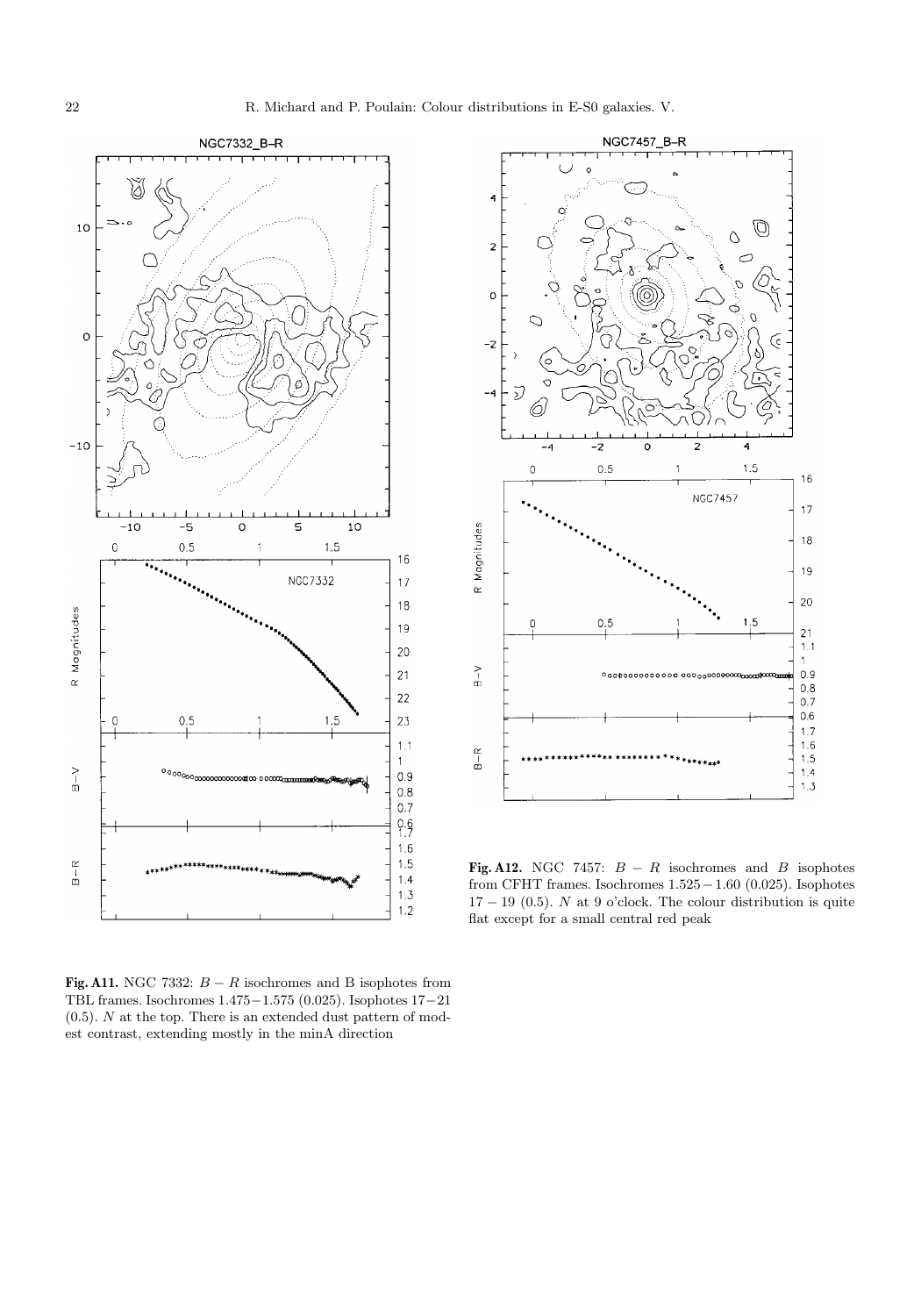NGC7332_B–R

10

0

−10

−10 −5 0 5 10

0 0.5 1 1.5

NGC7332

R Magnitudes

16
17
18
19
20
21
22
23

0 0.5 1 1.5

B−V

1.1
1
0.9
0.8
0.7
0.6

B−R

1.7
1.6
1.5
1.4
1.3
1.2

NGC7457_B–R

4
2
0
−2
−4

−4 −2 0 2 4

0 0.5 1 1.5

NGC7457

R Magnitudes

16
17
18
19
20
21

0 0.5 1 1.5

B−V

1.1
1
0.9
0.8
0.7
0.6

B−R

1.7
1.6
1.5
1.4
1.3

**Fig. A11.** NGC 7332: $B-R$ isochromes and B isophotes from TBL frames. Isochromes $1.475-1.575$ (0.025). Isophotes $17-21$ (0.5). $N$ at the top. There is an extended dust pattern of modest contrast, extending mostly in the minA direction

**Fig. A12.** NGC 7457: $B-R$ isochromes and $B$ isophotes from CFHT frames. Isochromes $1.525-1.60$ (0.025). Isophotes $17-19$ (0.5). $N$ at 9 o'clock. The colour distribution is quite flat except for a small central red peak